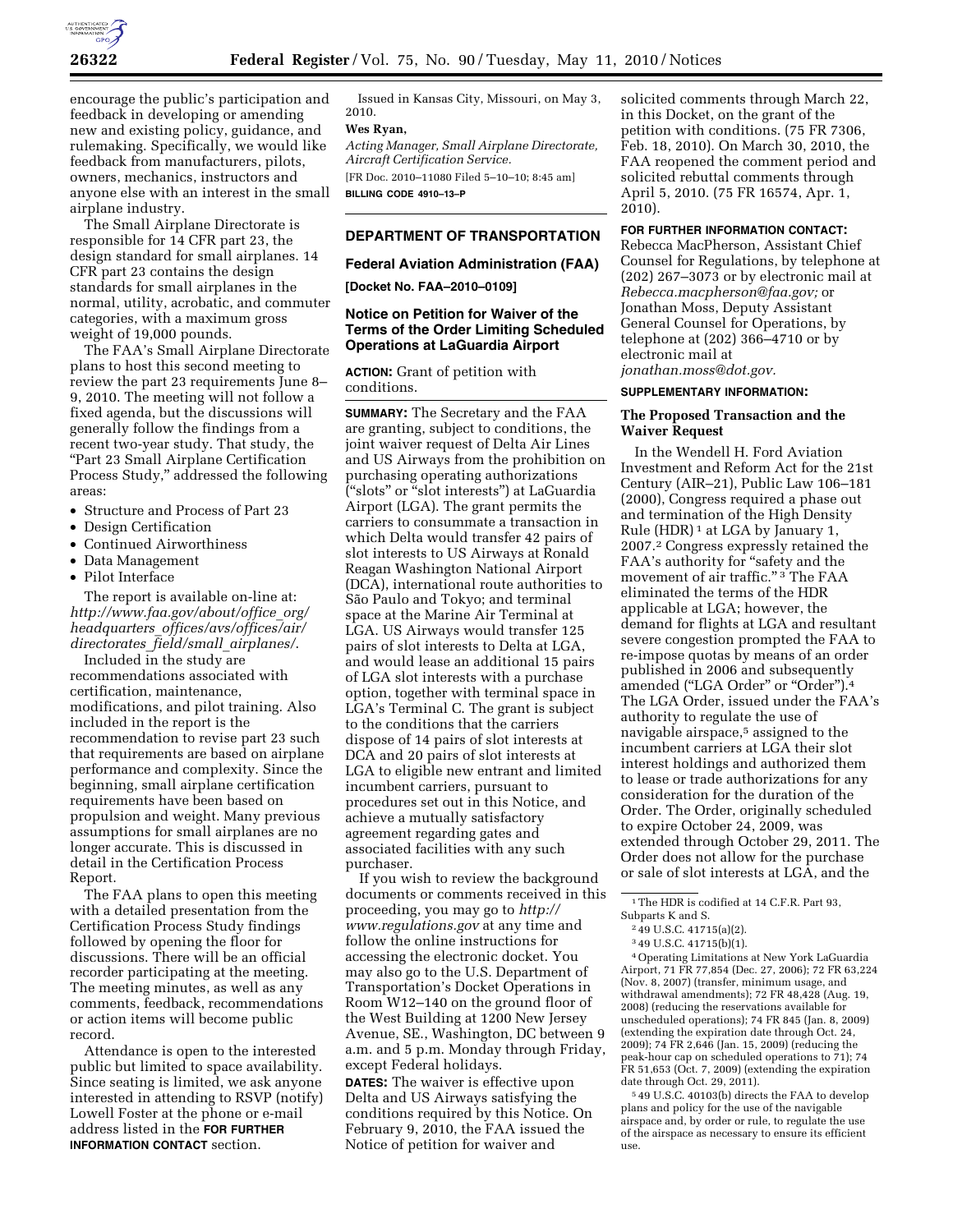encourage the public's participation and feedback in developing or amending new and existing policy, guidance, and rulemaking. Specifically, we would like feedback from manufacturers, pilots, owners, mechanics, instructors and anyone else with an interest in the small airplane industry.

The Small Airplane Directorate is responsible for 14 CFR part 23, the design standard for small airplanes. 14 CFR part 23 contains the design standards for small airplanes in the normal, utility, acrobatic, and commuter categories, with a maximum gross weight of 19,000 pounds.

The FAA's Small Airplane Directorate plans to host this second meeting to review the part 23 requirements June 8–9, 2010. The meeting will not follow a fixed agenda, but the discussions will generally follow the findings from a recent two-year study. That study, the "Part 23 Small Airplane Certification Process Study," addressed the following areas:

- Structure and Process of Part 23
- Design Certification
- Continued Airworthiness
- Data Management
- Pilot Interface

The report is available on-line at: *http://www.faa.gov/about/office_org/headquarters_offices/avs/offices/air/directorates_field/small_airplanes/.*

Included in the study are recommendations associated with certification, maintenance, modifications, and pilot training. Also included in the report is the recommendation to revise part 23 such that requirements are based on airplane performance and complexity. Since the beginning, small airplane certification requirements have been based on propulsion and weight. Many previous assumptions for small airplanes are no longer accurate. This is discussed in detail in the Certification Process Report.

The FAA plans to open this meeting with a detailed presentation from the Certification Process Study findings followed by opening the floor for discussions. There will be an official recorder participating at the meeting. The meeting minutes, as well as any comments, feedback, recommendations or action items will become public record.

Attendance is open to the interested public but limited to space availability. Since seating is limited, we ask anyone interested in attending to RSVP (notify) Lowell Foster at the phone or e-mail address listed in the **FOR FURTHER INFORMATION CONTACT** section.

Issued in Kansas City, Missouri, on May 3, 2010.

**Wes Ryan,**

*Acting Manager, Small Airplane Directorate, Aircraft Certification Service.*

[FR Doc. 2010–11080 Filed 5–10–10; 8:45 am]

**BILLING CODE 4910–13–P**

## DEPARTMENT OF TRANSPORTATION

### Federal Aviation Administration (FAA)

**[Docket No. FAA–2010–0109]**

### Notice on Petition for Waiver of the Terms of the Order Limiting Scheduled Operations at LaGuardia Airport

**ACTION:** Grant of petition with conditions.

**SUMMARY:** The Secretary and the FAA are granting, subject to conditions, the joint waiver request of Delta Air Lines and US Airways from the prohibition on purchasing operating authorizations ("slots" or "slot interests") at LaGuardia Airport (LGA). The grant permits the carriers to consummate a transaction in which Delta would transfer 42 pairs of slot interests to US Airways at Ronald Reagan Washington National Airport (DCA), international route authorities to São Paulo and Tokyo; and terminal space at the Marine Air Terminal at LGA. US Airways would transfer 125 pairs of slot interests to Delta at LGA, and would lease an additional 15 pairs of LGA slot interests with a purchase option, together with terminal space in LGA's Terminal C. The grant is subject to the conditions that the carriers dispose of 14 pairs of slot interests at DCA and 20 pairs of slot interests at LGA to eligible new entrant and limited incumbent carriers, pursuant to procedures set out in this Notice, and achieve a mutually satisfactory agreement regarding gates and associated facilities with any such purchaser.

If you wish to review the background documents or comments received in this proceeding, you may go to *http://www.regulations.gov* at any time and follow the online instructions for accessing the electronic docket. You may also go to the U.S. Department of Transportation's Docket Operations in Room W12–140 on the ground floor of the West Building at 1200 New Jersey Avenue, SE., Washington, DC between 9 a.m. and 5 p.m. Monday through Friday, except Federal holidays.

**DATES:** The waiver is effective upon Delta and US Airways satisfying the conditions required by this Notice. On February 9, 2010, the FAA issued the Notice of petition for waiver and solicited comments through March 22, in this Docket, on the grant of the petition with conditions. (75 FR 7306, Feb. 18, 2010). On March 30, 2010, the FAA reopened the comment period and solicited rebuttal comments through April 5, 2010. (75 FR 16574, Apr. 1, 2010).

**FOR FURTHER INFORMATION CONTACT:** Rebecca MacPherson, Assistant Chief Counsel for Regulations, by telephone at (202) 267–3073 or by electronic mail at *Rebecca.macpherson@faa.gov;* or Jonathan Moss, Deputy Assistant General Counsel for Operations, by telephone at (202) 366–4710 or by electronic mail at *jonathan.moss@dot.gov.*

**SUPPLEMENTARY INFORMATION:**

### The Proposed Transaction and the Waiver Request

In the Wendell H. Ford Aviation Investment and Reform Act for the 21st Century (AIR–21), Public Law 106–181 (2000), Congress required a phase out and termination of the High Density Rule (HDR) [1] at LGA by January 1, 2007.[2] Congress expressly retained the FAA's authority for "safety and the movement of air traffic." [3] The FAA eliminated the terms of the HDR applicable at LGA; however, the demand for flights at LGA and resultant severe congestion prompted the FAA to re-impose quotas by means of an order published in 2006 and subsequently amended ("LGA Order" or "Order").[4] The LGA Order, issued under the FAA's authority to regulate the use of navigable airspace,[5] assigned to the incumbent carriers at LGA their slot interest holdings and authorized them to lease or trade authorizations for any consideration for the duration of the Order. The Order, originally scheduled to expire October 24, 2009, was extended through October 29, 2011. The Order does not allow for the purchase or sale of slot interests at LGA, and the

[1] The HDR is codified at 14 C.F.R. Part 93, Subparts K and S.

[2] 49 U.S.C. 41715(a)(2).

[3] 49 U.S.C. 41715(b)(1).

[4] Operating Limitations at New York LaGuardia Airport, 71 FR 77,854 (Dec. 27, 2006); 72 FR 63,224 (Nov. 8, 2007) (transfer, minimum usage, and withdrawal amendments); 72 FR 48,428 (Aug. 19, 2008) (reducing the reservations available for unscheduled operations); 74 FR 845 (Jan. 8, 2009) (extending the expiration date through Oct. 24, 2009); 74 FR 2,646 (Jan. 15, 2009) (reducing the peak-hour cap on scheduled operations to 71); 74 FR 51,653 (Oct. 7, 2009) (extending the expiration date through Oct. 29, 2011).

[5] 49 U.S.C. 40103(b) directs the FAA to develop plans and policy for the use of the navigable airspace and, by order or rule, to regulate the use of the airspace as necessary to ensure its efficient use.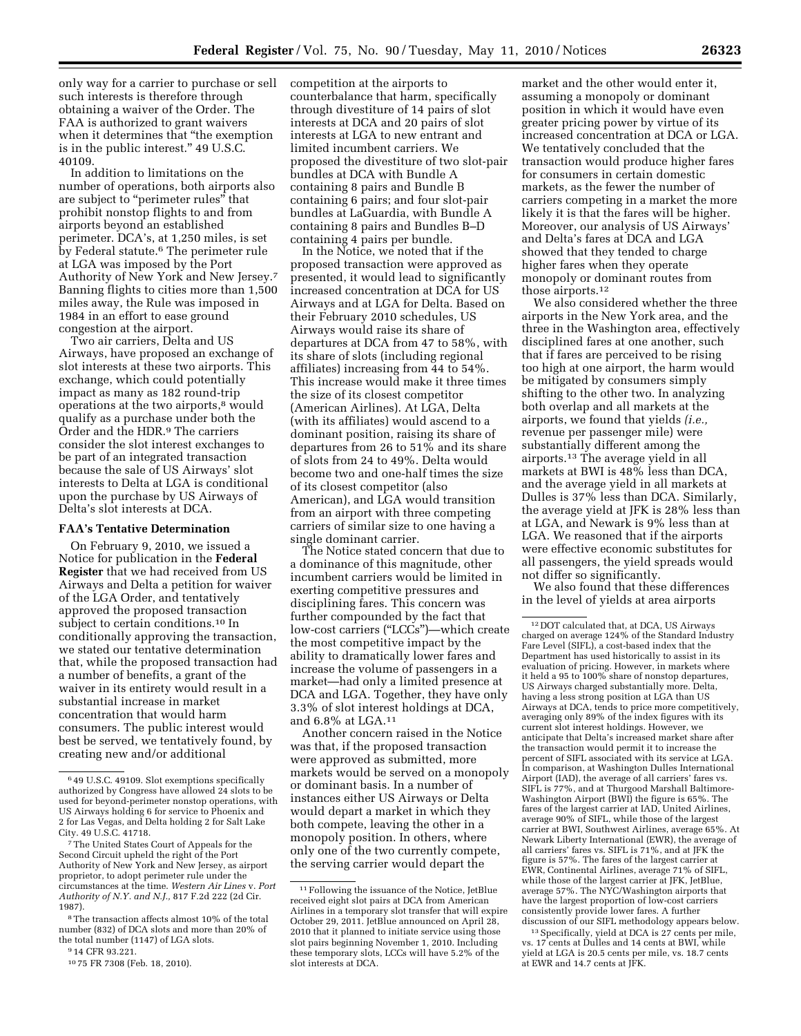only way for a carrier to purchase or sell such interests is therefore through obtaining a waiver of the Order. The FAA is authorized to grant waivers when it determines that "the exemption is in the public interest." 49 U.S.C. 40109.

In addition to limitations on the number of operations, both airports also are subject to "perimeter rules" that prohibit nonstop flights to and from airports beyond an established perimeter. DCA's, at 1,250 miles, is set by Federal statute.[6] The perimeter rule at LGA was imposed by the Port Authority of New York and New Jersey.[7] Banning flights to cities more than 1,500 miles away, the Rule was imposed in 1984 in an effort to ease ground congestion at the airport.

Two air carriers, Delta and US Airways, have proposed an exchange of slot interests at these two airports. This exchange, which could potentially impact as many as 182 round-trip operations at the two airports,[8] would qualify as a purchase under both the Order and the HDR.[9] The carriers consider the slot interest exchanges to be part of an integrated transaction because the sale of US Airways' slot interests to Delta at LGA is conditional upon the purchase by US Airways of Delta's slot interests at DCA.

## FAA's Tentative Determination

On February 9, 2010, we issued a Notice for publication in the **Federal Register** that we had received from US Airways and Delta a petition for waiver of the LGA Order, and tentatively approved the proposed transaction subject to certain conditions.[10] In conditionally approving the transaction, we stated our tentative determination that, while the proposed transaction had a number of benefits, a grant of the waiver in its entirety would result in a substantial increase in market concentration that would harm consumers. The public interest would best be served, we tentatively found, by creating new and/or additional competition at the airports to counterbalance that harm, specifically through divestiture of 14 pairs of slot interests at DCA and 20 pairs of slot interests at LGA to new entrant and limited incumbent carriers. We proposed the divestiture of two slot-pair bundles at DCA with Bundle A containing 8 pairs and Bundle B containing 6 pairs; and four slot-pair bundles at LaGuardia, with Bundle A containing 8 pairs and Bundles B–D containing 4 pairs per bundle.

In the Notice, we noted that if the proposed transaction were approved as presented, it would lead to significantly increased concentration at DCA for US Airways and at LGA for Delta. Based on their February 2010 schedules, US Airways would raise its share of departures at DCA from 47 to 58%, with its share of slots (including regional affiliates) increasing from 44 to 54%. This increase would make it three times the size of its closest competitor (American Airlines). At LGA, Delta (with its affiliates) would ascend to a dominant position, raising its share of departures from 26 to 51% and its share of slots from 24 to 49%. Delta would become two and one-half times the size of its closest competitor (also American), and LGA would transition from an airport with three competing carriers of similar size to one having a single dominant carrier.

The Notice stated concern that due to a dominance of this magnitude, other incumbent carriers would be limited in exerting competitive pressures and disciplining fares. This concern was further compounded by the fact that low-cost carriers ("LCCs")—which create the most competitive impact by the ability to dramatically lower fares and increase the volume of passengers in a market—had only a limited presence at DCA and LGA. Together, they have only 3.3% of slot interest holdings at DCA, and 6.8% at LGA.[11]

Another concern raised in the Notice was that, if the proposed transaction were approved as submitted, more markets would be served on a monopoly or dominant basis. In a number of instances either US Airways or Delta would depart a market in which they both compete, leaving the other in a monopoly position. In others, where only one of the two currently compete, the serving carrier would depart the market and the other would enter it, assuming a monopoly or dominant position in which it would have even greater pricing power by virtue of its increased concentration at DCA or LGA. We tentatively concluded that the transaction would produce higher fares for consumers in certain domestic markets, as the fewer the number of carriers competing in a market the more likely it is that the fares will be higher. Moreover, our analysis of US Airways' and Delta's fares at DCA and LGA showed that they tended to charge higher fares when they operate monopoly or dominant routes from those airports.[12]

We also considered whether the three airports in the New York area, and the three in the Washington area, effectively disciplined fares at one another, such that if fares are perceived to be rising too high at one airport, the harm would be mitigated by consumers simply shifting to the other two. In analyzing both overlap and all markets at the airports, we found that yields *(i.e.,* revenue per passenger mile) were substantially different among the airports.[13] The average yield in all markets at BWI is 48% less than DCA, and the average yield in all markets at Dulles is 37% less than DCA. Similarly, the average yield at JFK is 28% less than at LGA, and Newark is 9% less than at LGA. We reasoned that if the airports were effective economic substitutes for all passengers, the yield spreads would not differ so significantly.

We also found that these differences in the level of yields at area airports

---

[6] 49 U.S.C. 49109. Slot exemptions specifically authorized by Congress have allowed 24 slots to be used for beyond-perimeter nonstop operations, with US Airways holding 6 for service to Phoenix and 2 for Las Vegas, and Delta holding 2 for Salt Lake City. 49 U.S.C. 41718.

[7] The United States Court of Appeals for the Second Circuit upheld the right of the Port Authority of New York and New Jersey, as airport proprietor, to adopt perimeter rule under the circumstances at the time. *Western Air Lines* v. *Port Authority of N.Y. and N.J.,* 817 F.2d 222 (2d Cir. 1987).

[8] The transaction affects almost 10% of the total number (832) of DCA slots and more than 20% of the total number (1147) of LGA slots.

[9] 14 CFR 93.221.

[10] 75 FR 7308 (Feb. 18, 2010).

[11] Following the issuance of the Notice, JetBlue received eight slot pairs at DCA from American Airlines in a temporary slot transfer that will expire October 29, 2011. JetBlue announced on April 28, 2010 that it planned to initiate service using those slot pairs beginning November 1, 2010. Including these temporary slots, LCCs will have 5.2% of the slot interests at DCA.

[12] DOT calculated that, at DCA, US Airways charged on average 124% of the Standard Industry Fare Level (SIFL), a cost-based index that the Department has used historically to assist in its evaluation of pricing. However, in markets where it held a 95 to 100% share of nonstop departures, US Airways charged substantially more. Delta, having a less strong position at LGA than US Airways at DCA, tends to price more competitively, averaging only 89% of the index figures with its current slot interest holdings. However, we anticipate that Delta's increased market share after the transaction would permit it to increase the percent of SIFL associated with its service at LGA. In comparison, at Washington Dulles International Airport (IAD), the average of all carriers' fares vs. SIFL is 77%, and at Thurgood Marshall Baltimore-Washington Airport (BWI) the figure is 65%. The fares of the largest carrier at IAD, United Airlines, average 90% of SIFL, while those of the largest carrier at BWI, Southwest Airlines, average 65%. At Newark Liberty International (EWR), the average of all carriers' fares vs. SIFL is 71%, and at JFK the figure is 57%. The fares of the largest carrier at EWR, Continental Airlines, average 71% of SIFL, while those of the largest carrier at JFK, JetBlue, average 57%. The NYC/Washington airports that have the largest proportion of low-cost carriers consistently provide lower fares. A further discussion of our SIFL methodology appears below.

[13] Specifically, yield at DCA is 27 cents per mile, vs. 17 cents at Dulles and 14 cents at BWI, while yield at LGA is 20.5 cents per mile, vs. 18.7 cents at EWR and 14.7 cents at JFK.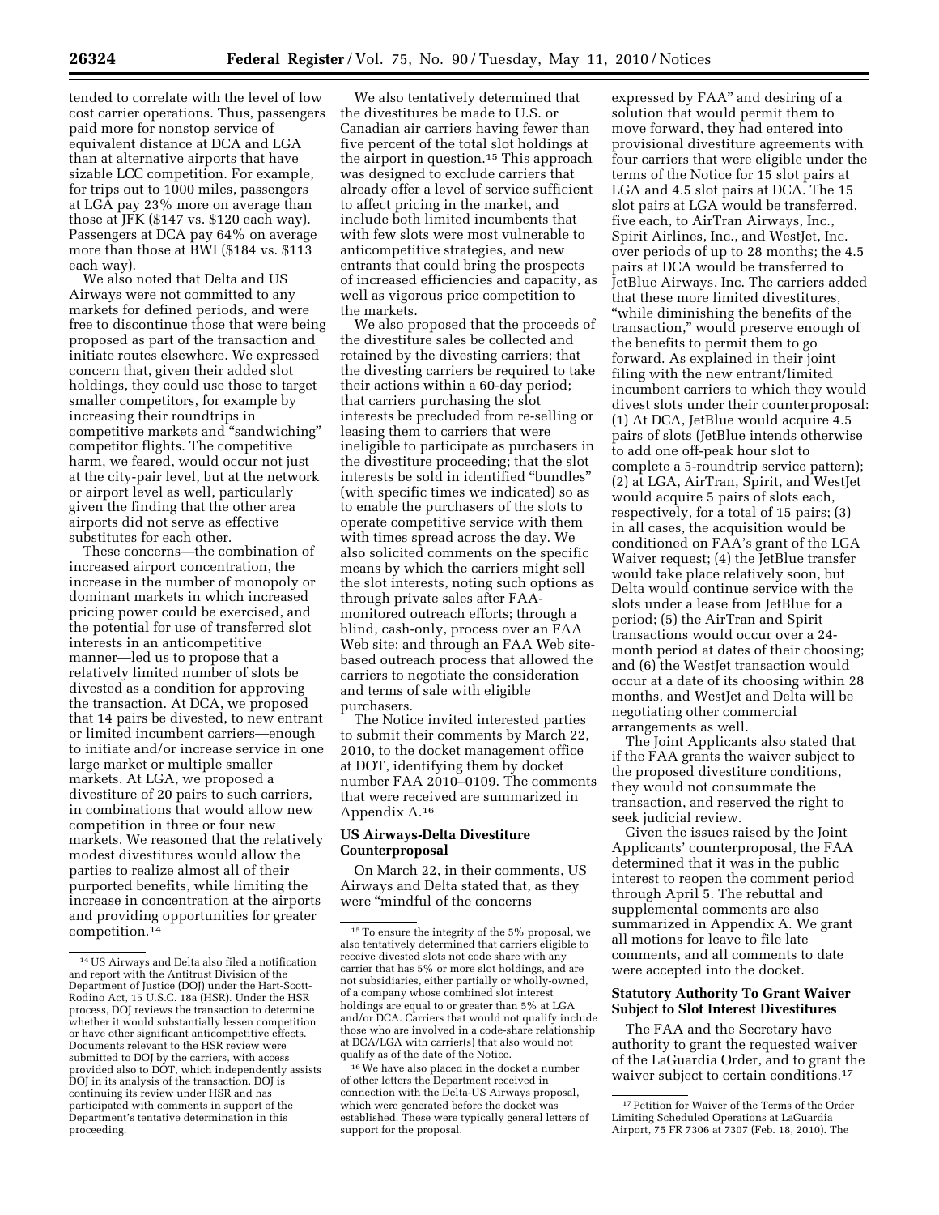tended to correlate with the level of low cost carrier operations. Thus, passengers paid more for nonstop service of equivalent distance at DCA and LGA than at alternative airports that have sizable LCC competition. For example, for trips out to 1000 miles, passengers at LGA pay 23% more on average than those at JFK ($147 vs. $120 each way). Passengers at DCA pay 64% on average more than those at BWI ($184 vs. $113 each way).

We also noted that Delta and US Airways were not committed to any markets for defined periods, and were free to discontinue those that were being proposed as part of the transaction and initiate routes elsewhere. We expressed concern that, given their added slot holdings, they could use those to target smaller competitors, for example by increasing their roundtrips in competitive markets and "sandwiching" competitor flights. The competitive harm, we feared, would occur not just at the city-pair level, but at the network or airport level as well, particularly given the finding that the other area airports did not serve as effective substitutes for each other.

These concerns—the combination of increased airport concentration, the increase in the number of monopoly or dominant markets in which increased pricing power could be exercised, and the potential for use of transferred slot interests in an anticompetitive manner—led us to propose that a relatively limited number of slots be divested as a condition for approving the transaction. At DCA, we proposed that 14 pairs be divested, to new entrant or limited incumbent carriers—enough to initiate and/or increase service in one large market or multiple smaller markets. At LGA, we proposed a divestiture of 20 pairs to such carriers, in combinations that would allow new competition in three or four new markets. We reasoned that the relatively modest divestitures would allow the parties to realize almost all of their purported benefits, while limiting the increase in concentration at the airports and providing opportunities for greater competition.[14]

We also tentatively determined that the divestitures be made to U.S. or Canadian air carriers having fewer than five percent of the total slot holdings at the airport in question.[15] This approach was designed to exclude carriers that already offer a level of service sufficient to affect pricing in the market, and include both limited incumbents that with few slots were most vulnerable to anticompetitive strategies, and new entrants that could bring the prospects of increased efficiencies and capacity, as well as vigorous price competition to the markets.

We also proposed that the proceeds of the divestiture sales be collected and retained by the divesting carriers; that the divesting carriers be required to take their actions within a 60-day period; that carriers purchasing the slot interests be precluded from re-selling or leasing them to carriers that were ineligible to participate as purchasers in the divestiture proceeding; that the slot interests be sold in identified "bundles" (with specific times we indicated) so as to enable the purchasers of the slots to operate competitive service with them with times spread across the day. We also solicited comments on the specific means by which the carriers might sell the slot interests, noting such options as through private sales after FAA-monitored outreach efforts; through a blind, cash-only, process over an FAA Web site; and through an FAA Web site-based outreach process that allowed the carriers to negotiate the consideration and terms of sale with eligible purchasers.

The Notice invited interested parties to submit their comments by March 22, 2010, to the docket management office at DOT, identifying them by docket number FAA 2010–0109. The comments that were received are summarized in Appendix A.[16]

## US Airways-Delta Divestiture Counterproposal

On March 22, in their comments, US Airways and Delta stated that, as they were "mindful of the concerns expressed by FAA" and desiring of a solution that would permit them to move forward, they had entered into provisional divestiture agreements with four carriers that were eligible under the terms of the Notice for 15 slot pairs at LGA and 4.5 slot pairs at DCA. The 15 slot pairs at LGA would be transferred, five each, to AirTran Airways, Inc., Spirit Airlines, Inc., and WestJet, Inc. over periods of up to 28 months; the 4.5 pairs at DCA would be transferred to JetBlue Airways, Inc. The carriers added that these more limited divestitures, "while diminishing the benefits of the transaction," would preserve enough of the benefits to permit them to go forward. As explained in their joint filing with the new entrant/limited incumbent carriers to which they would divest slots under their counterproposal: (1) At DCA, JetBlue would acquire 4.5 pairs of slots (JetBlue intends otherwise to add one off-peak hour slot to complete a 5-roundtrip service pattern); (2) at LGA, AirTran, Spirit, and WestJet would acquire 5 pairs of slots each, respectively, for a total of 15 pairs; (3) in all cases, the acquisition would be conditioned on FAA's grant of the LGA Waiver request; (4) the JetBlue transfer would take place relatively soon, but Delta would continue service with the slots under a lease from JetBlue for a period; (5) the AirTran and Spirit transactions would occur over a 24-month period at dates of their choosing; and (6) the WestJet transaction would occur at a date of its choosing within 28 months, and WestJet and Delta will be negotiating other commercial arrangements as well.

The Joint Applicants also stated that if the FAA grants the waiver subject to the proposed divestiture conditions, they would not consummate the transaction, and reserved the right to seek judicial review.

Given the issues raised by the Joint Applicants' counterproposal, the FAA determined that it was in the public interest to reopen the comment period through April 5. The rebuttal and supplemental comments are also summarized in Appendix A. We grant all motions for leave to file late comments, and all comments to date were accepted into the docket.

## Statutory Authority To Grant Waiver Subject to Slot Interest Divestitures

The FAA and the Secretary have authority to grant the requested waiver of the LaGuardia Order, and to grant the waiver subject to certain conditions.[17]

---

[14] US Airways and Delta also filed a notification and report with the Antitrust Division of the Department of Justice (DOJ) under the Hart-Scott-Rodino Act, 15 U.S.C. 18a (HSR). Under the HSR process, DOJ reviews the transaction to determine whether it would substantially lessen competition or have other significant anticompetitive effects. Documents relevant to the HSR review were submitted to DOJ by the carriers, with access provided also to DOT, which independently assists DOJ in its analysis of the transaction. DOJ is continuing its review under HSR and has participated with comments in support of the Department's tentative determination in this proceeding.

[15] To ensure the integrity of the 5% proposal, we also tentatively determined that carriers eligible to receive divested slots not code share with any carrier that has 5% or more slot holdings, and are not subsidiaries, either partially or wholly-owned, of a company whose combined slot interest holdings are equal to or greater than 5% at LGA and/or DCA. Carriers that would not qualify include those who are involved in a code-share relationship at DCA/LGA with carrier(s) that also would not qualify as of the date of the Notice.

[16] We have also placed in the docket a number of other letters the Department received in connection with the Delta-US Airways proposal, which were generated before the docket was established. These were typically general letters of support for the proposal.

[17] Petition for Waiver of the Terms of the Order Limiting Scheduled Operations at LaGuardia Airport, 75 FR 7306 at 7307 (Feb. 18, 2010). The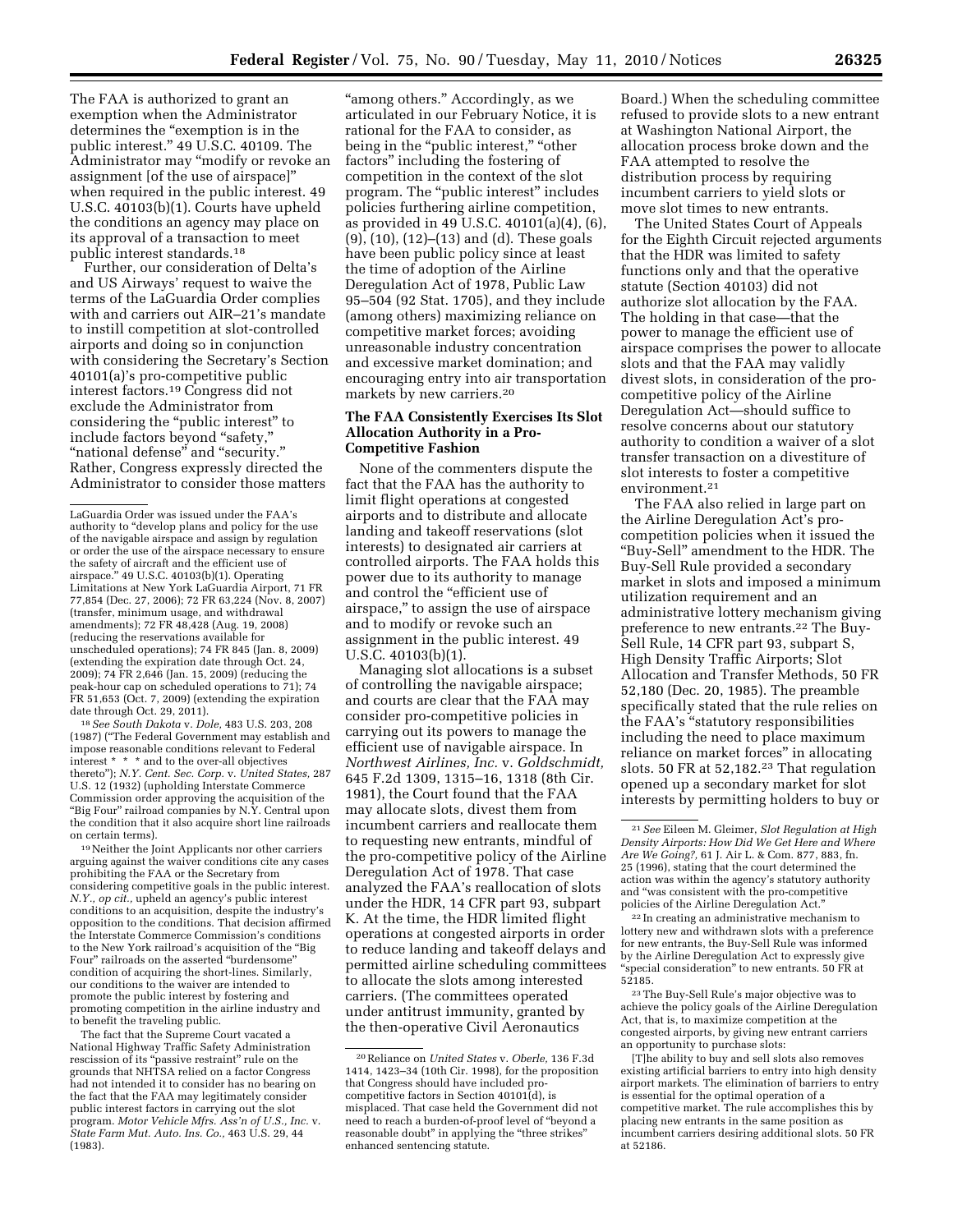The FAA is authorized to grant an exemption when the Administrator determines the "exemption is in the public interest." 49 U.S.C. 40109. The Administrator may "modify or revoke an assignment [of the use of airspace]" when required in the public interest. 49 U.S.C. 40103(b)(1). Courts have upheld the conditions an agency may place on its approval of a transaction to meet public interest standards.[18]

Further, our consideration of Delta's and US Airways' request to waive the terms of the LaGuardia Order complies with and carries out AIR–21's mandate to instill competition at slot-controlled airports and doing so in conjunction with considering the Secretary's Section 40101(a)'s pro-competitive public interest factors.[19] Congress did not exclude the Administrator from considering the "public interest" to include factors beyond "safety," "national defense" and "security." Rather, Congress expressly directed the Administrator to consider those matters "among others." Accordingly, as we articulated in our February Notice, it is rational for the FAA to consider, as being in the "public interest," "other factors" including the fostering of competition in the context of the slot program. The "public interest" includes policies furthering airline competition, as provided in 49 U.S.C. 40101(a)(4), (6), (9), (10), (12)–(13) and (d). These goals have been public policy since at least the time of adoption of the Airline Deregulation Act of 1978, Public Law 95–504 (92 Stat. 1705), and they include (among others) maximizing reliance on competitive market forces; avoiding unreasonable industry concentration and excessive market domination; and encouraging entry into air transportation markets by new carriers.[20]

## The FAA Consistently Exercises Its Slot Allocation Authority in a Pro-Competitive Fashion

None of the commenters dispute the fact that the FAA has the authority to limit flight operations at congested airports and to distribute and allocate landing and takeoff reservations (slot interests) to designated air carriers at controlled airports. The FAA holds this power due to its authority to manage and control the "efficient use of airspace," to assign the use of airspace and to modify or revoke such an assignment in the public interest. 49 U.S.C. 40103(b)(1).

Managing slot allocations is a subset of controlling the navigable airspace; and courts are clear that the FAA may consider pro-competitive policies in carrying out its powers to manage the efficient use of navigable airspace. In *Northwest Airlines, Inc.* v. *Goldschmidt,* 645 F.2d 1309, 1315–16, 1318 (8th Cir. 1981), the Court found that the FAA may allocate slots, divest them from incumbent carriers and reallocate them to requesting new entrants, mindful of the pro-competitive policy of the Airline Deregulation Act of 1978. That case analyzed the FAA's reallocation of slots under the HDR, 14 CFR part 93, subpart K. At the time, the HDR limited flight operations at congested airports in order to reduce landing and takeoff delays and permitted airline scheduling committees to allocate the slots among interested carriers. (The committees operated under antitrust immunity, granted by the then-operative Civil Aeronautics Board.) When the scheduling committee refused to provide slots to a new entrant at Washington National Airport, the allocation process broke down and the FAA attempted to resolve the distribution process by requiring incumbent carriers to yield slots or move slot times to new entrants.

The United States Court of Appeals for the Eighth Circuit rejected arguments that the HDR was limited to safety functions only and that the operative statute (Section 40103) did not authorize slot allocation by the FAA. The holding in that case—that the power to manage the efficient use of airspace comprises the power to allocate slots and that the FAA may validly divest slots, in consideration of the pro-competitive policy of the Airline Deregulation Act—should suffice to resolve concerns about our statutory authority to condition a waiver of a slot transfer transaction on a divestiture of slot interests to foster a competitive environment.[21]

The FAA also relied in large part on the Airline Deregulation Act's pro-competition policies when it issued the "Buy-Sell" amendment to the HDR. The Buy-Sell Rule provided a secondary market in slots and imposed a minimum utilization requirement and an administrative lottery mechanism giving preference to new entrants.[22] The Buy-Sell Rule, 14 CFR part 93, subpart S, High Density Traffic Airports; Slot Allocation and Transfer Methods, 50 FR 52,180 (Dec. 20, 1985). The preamble specifically stated that the rule relies on the FAA's "statutory responsibilities including the need to place maximum reliance on market forces" in allocating slots. 50 FR at 52,182.[23] That regulation opened up a secondary market for slot interests by permitting holders to buy or

---

LaGuardia Order was issued under the FAA's authority to "develop plans and policy for the use of the navigable airspace and assign by regulation or order the use of the airspace necessary to ensure the safety of aircraft and the efficient use of airspace." 49 U.S.C. 40103(b)(1). Operating Limitations at New York LaGuardia Airport, 71 FR 77,854 (Dec. 27, 2006); 72 FR 63,224 (Nov. 8, 2007) (transfer, minimum usage, and withdrawal amendments); 72 FR 48,428 (Aug. 19, 2008) (reducing the reservations available for unscheduled operations); 74 FR 845 (Jan. 8, 2009) (extending the expiration date through Oct. 24, 2009); 74 FR 2,646 (Jan. 15, 2009) (reducing the peak-hour cap on scheduled operations to 71); 74 FR 51,653 (Oct. 7, 2009) (extending the expiration date through Oct. 29, 2011).

[18] *See South Dakota* v. *Dole,* 483 U.S. 203, 208 (1987) ("The Federal Government may establish and impose reasonable conditions relevant to Federal interest * * * and to the over-all objectives thereto"); *N.Y. Cent. Sec. Corp.* v. *United States,* 287 U.S. 12 (1932) (upholding Interstate Commerce Commission order approving the acquisition of the "Big Four" railroad companies by N.Y. Central upon the condition that it also acquire short line railroads on certain terms).

[19] Neither the Joint Applicants nor other carriers arguing against the waiver conditions cite any cases prohibiting the FAA or the Secretary from considering competitive goals in the public interest. *N.Y., op cit.,* upheld an agency's public interest conditions to an acquisition, despite the industry's opposition to the conditions. That decision affirmed the Interstate Commerce Commission's conditions to the New York railroad's acquisition of the "Big Four" railroads on the asserted "burdensome" condition of acquiring the short-lines. Similarly, our conditions to the waiver are intended to promote the public interest by fostering and promoting competition in the airline industry and to benefit the traveling public.

The fact that the Supreme Court vacated a National Highway Traffic Safety Administration rescission of its "passive restraint" rule on the grounds that NHTSA relied on a factor Congress had not intended it to consider has no bearing on the fact that the FAA may legitimately consider public interest factors in carrying out the slot program. *Motor Vehicle Mfrs. Ass'n of U.S., Inc.* v. *State Farm Mut. Auto. Ins. Co.,* 463 U.S. 29, 44 (1983).

[20] Reliance on *United States* v. *Oberle,* 136 F.3d 1414, 1423–34 (10th Cir. 1998), for the proposition that Congress should have included pro-competitive factors in Section 40101(d), is misplaced. That case held the Government did not need to reach a burden-of-proof level of "beyond a reasonable doubt" in applying the "three strikes" enhanced sentencing statute.

[21] *See* Eileen M. Gleimer, *Slot Regulation at High Density Airports: How Did We Get Here and Where Are We Going?,* 61 J. Air L. & Com. 877, 883, fn. 25 (1996), stating that the court determined the action was within the agency's statutory authority and "was consistent with the pro-competitive policies of the Airline Deregulation Act."

[22] In creating an administrative mechanism to lottery new and withdrawn slots with a preference for new entrants, the Buy-Sell Rule was informed by the Airline Deregulation Act to expressly give "special consideration" to new entrants. 50 FR at 52185.

[23] The Buy-Sell Rule's major objective was to achieve the policy goals of the Airline Deregulation Act, that is, to maximize competition at the congested airports, by giving new entrant carriers an opportunity to purchase slots:

[T]he ability to buy and sell slots also removes existing artificial barriers to entry into high density airport markets. The elimination of barriers to entry is essential for the optimal operation of a competitive market. The rule accomplishes this by placing new entrants in the same position as incumbent carriers desiring additional slots. 50 FR at 52186.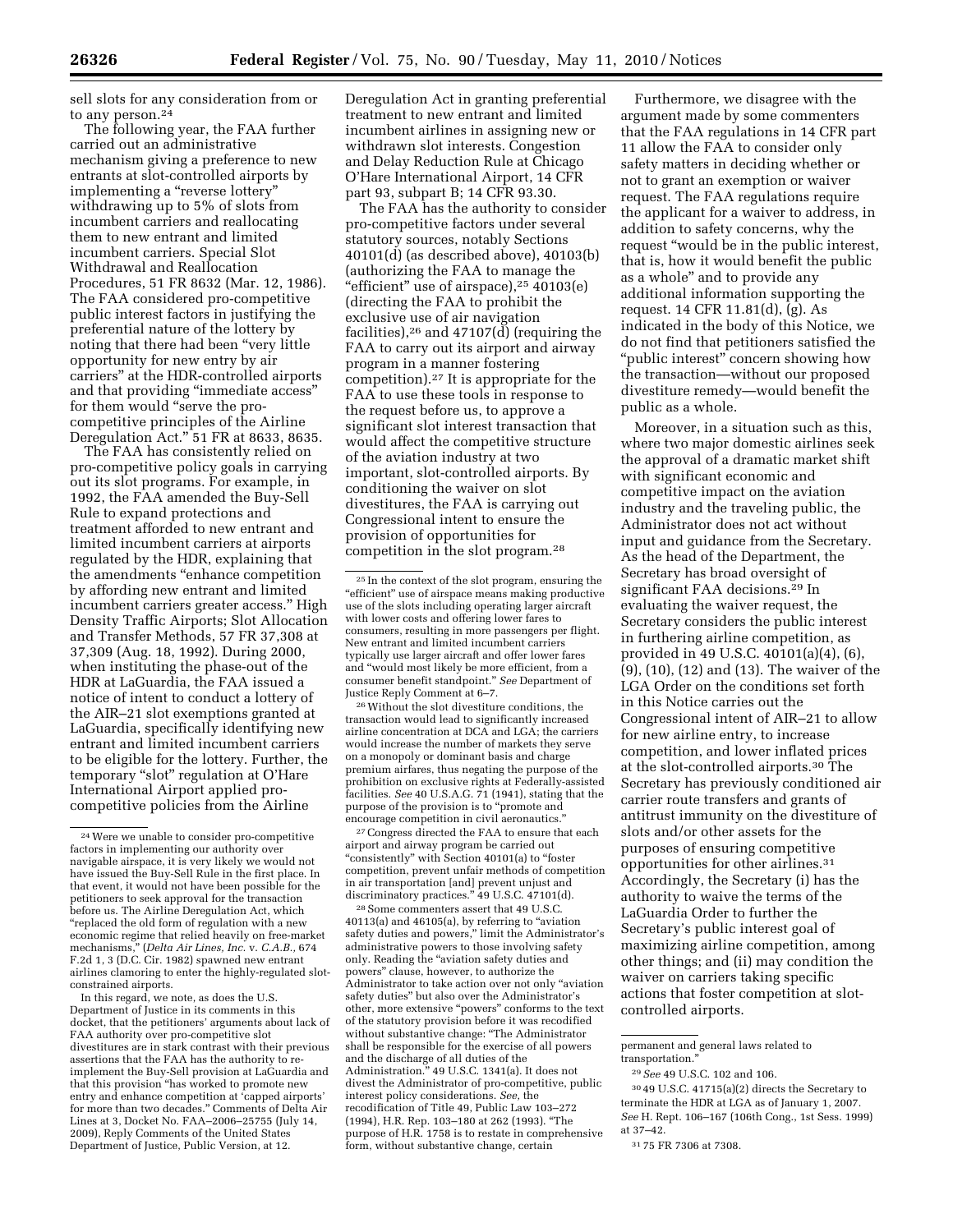sell slots for any consideration from or to any person.[24]

The following year, the FAA further carried out an administrative mechanism giving a preference to new entrants at slot-controlled airports by implementing a "reverse lottery" withdrawing up to 5% of slots from incumbent carriers and reallocating them to new entrant and limited incumbent carriers. Special Slot Withdrawal and Reallocation Procedures, 51 FR 8632 (Mar. 12, 1986). The FAA considered pro-competitive public interest factors in justifying the preferential nature of the lottery by noting that there had been "very little opportunity for new entry by air carriers" at the HDR-controlled airports and that providing "immediate access" for them would "serve the pro-competitive principles of the Airline Deregulation Act." 51 FR at 8633, 8635.

The FAA has consistently relied on pro-competitive policy goals in carrying out its slot programs. For example, in 1992, the FAA amended the Buy-Sell Rule to expand protections and treatment afforded to new entrant and limited incumbent carriers at airports regulated by the HDR, explaining that the amendments "enhance competition by affording new entrant and limited incumbent carriers greater access." High Density Traffic Airports; Slot Allocation and Transfer Methods, 57 FR 37,308 at 37,309 (Aug. 18, 1992). During 2000, when instituting the phase-out of the HDR at LaGuardia, the FAA issued a notice of intent to conduct a lottery of the AIR–21 slot exemptions granted at LaGuardia, specifically identifying new entrant and limited incumbent carriers to be eligible for the lottery. Further, the temporary "slot" regulation at O'Hare International Airport applied pro-competitive policies from the Airline Deregulation Act in granting preferential treatment to new entrant and limited incumbent airlines in assigning new or withdrawn slot interests. Congestion and Delay Reduction Rule at Chicago O'Hare International Airport, 14 CFR part 93, subpart B; 14 CFR 93.30.

The FAA has the authority to consider pro-competitive factors under several statutory sources, notably Sections 40101(d) (as described above), 40103(b) (authorizing the FAA to manage the "efficient" use of airspace),[25] 40103(e) (directing the FAA to prohibit the exclusive use of air navigation facilities),[26] and 47107(d) (requiring the FAA to carry out its airport and airway program in a manner fostering competition).[27] It is appropriate for the FAA to use these tools in response to the request before us, to approve a significant slot interest transaction that would affect the competitive structure of the aviation industry at two important, slot-controlled airports. By conditioning the waiver on slot divestitures, the FAA is carrying out Congressional intent to ensure the provision of opportunities for competition in the slot program.[28]

Furthermore, we disagree with the argument made by some commenters that the FAA regulations in 14 CFR part 11 allow the FAA to consider only safety matters in deciding whether or not to grant an exemption or waiver request. The FAA regulations require the applicant for a waiver to address, in addition to safety concerns, why the request "would be in the public interest, that is, how it would benefit the public as a whole" and to provide any additional information supporting the request. 14 CFR 11.81(d), (g). As indicated in the body of this Notice, we do not find that petitioners satisfied the "public interest" concern showing how the transaction—without our proposed divestiture remedy—would benefit the public as a whole.

Moreover, in a situation such as this, where two major domestic airlines seek the approval of a dramatic market shift with significant economic and competitive impact on the aviation industry and the traveling public, the Administrator does not act without input and guidance from the Secretary. As the head of the Department, the Secretary has broad oversight of significant FAA decisions.[29] In evaluating the waiver request, the Secretary considers the public interest in furthering airline competition, as provided in 49 U.S.C. 40101(a)(4), (6), (9), (10), (12) and (13). The waiver of the LGA Order on the conditions set forth in this Notice carries out the Congressional intent of AIR–21 to allow for new airline entry, to increase competition, and lower inflated prices at the slot-controlled airports.[30] The Secretary has previously conditioned air carrier route transfers and grants of antitrust immunity on the divestiture of slots and/or other assets for the purposes of ensuring competitive opportunities for other airlines.[31] Accordingly, the Secretary (i) has the authority to waive the terms of the LaGuardia Order to further the Secretary's public interest goal of maximizing airline competition, among other things; and (ii) may condition the waiver on carriers taking specific actions that foster competition at slot-controlled airports.

---

[24] Were we unable to consider pro-competitive factors in implementing our authority over navigable airspace, it is very likely we would not have issued the Buy-Sell Rule in the first place. In that event, it would not have been possible for the petitioners to seek approval for the transaction before us. The Airline Deregulation Act, which "replaced the old form of regulation with a new economic regime that relied heavily on free-market mechanisms," (*Delta Air Lines, Inc.* v. *C.A.B.*, 674 F.2d 1, 3 (D.C. Cir. 1982) spawned new entrant airlines clamoring to enter the highly-regulated slot-constrained airports.

In this regard, we note, as does the U.S. Department of Justice in its comments in this docket, that the petitioners' arguments about lack of FAA authority over pro-competitive slot divestitures are in stark contrast with their previous assertions that the FAA has the authority to re-implement the Buy-Sell provision at LaGuardia and that this provision "has worked to promote new entry and enhance competition at 'capped airports' for more than two decades." Comments of Delta Air Lines at 3, Docket No. FAA–2006–25755 (July 14, 2009), Reply Comments of the United States Department of Justice, Public Version, at 12.

[25] In the context of the slot program, ensuring the "efficient" use of airspace means making productive use of the slots including operating larger aircraft with lower costs and offering lower fares to consumers, resulting in more passengers per flight. New entrant and limited incumbent carriers typically use larger aircraft and offer lower fares and "would most likely be more efficient, from a consumer benefit standpoint." *See* Department of Justice Reply Comment at 6–7.

[26] Without the slot divestiture conditions, the transaction would lead to significantly increased airline concentration at DCA and LGA; the carriers would increase the number of markets they serve on a monopoly or dominant basis and charge premium airfares, thus negating the purpose of the prohibition on exclusive rights at Federally-assisted facilities. *See* 40 U.S.A.G. 71 (1941), stating that the purpose of the provision is to "promote and encourage competition in civil aeronautics."

[27] Congress directed the FAA to ensure that each airport and airway program be carried out "consistently" with Section 40101(a) to "foster competition, prevent unfair methods of competition in air transportation [and] prevent unjust and discriminatory practices." 49 U.S.C. 47101(d).

[28] Some commenters assert that 49 U.S.C. 40113(a) and 46105(a), by referring to "aviation safety duties and powers," limit the Administrator's administrative powers to those involving safety only. Reading the "aviation safety duties and powers" clause, however, to authorize the Administrator to take action over not only "aviation safety duties" but also over the Administrator's other, more extensive "powers" conforms to the text of the statutory provision before it was recodified without substantive change: "The Administrator shall be responsible for the exercise of all powers and the discharge of all duties of the Administration." 49 U.S.C. 1341(a). It does not divest the Administrator of pro-competitive, public interest policy considerations. *See*, the recodification of Title 49, Public Law 103–272 (1994), H.R. Rep. 103–180 at 262 (1993). "The purpose of H.R. 1758 is to restate in comprehensive form, without substantive change, certain permanent and general laws related to transportation."

[29] *See* 49 U.S.C. 102 and 106.

[30] 49 U.S.C. 41715(a)(2) directs the Secretary to terminate the HDR at LGA as of January 1, 2007. *See* H. Rept. 106–167 (106th Cong., 1st Sess. 1999) at 37–42.

[31] 75 FR 7306 at 7308.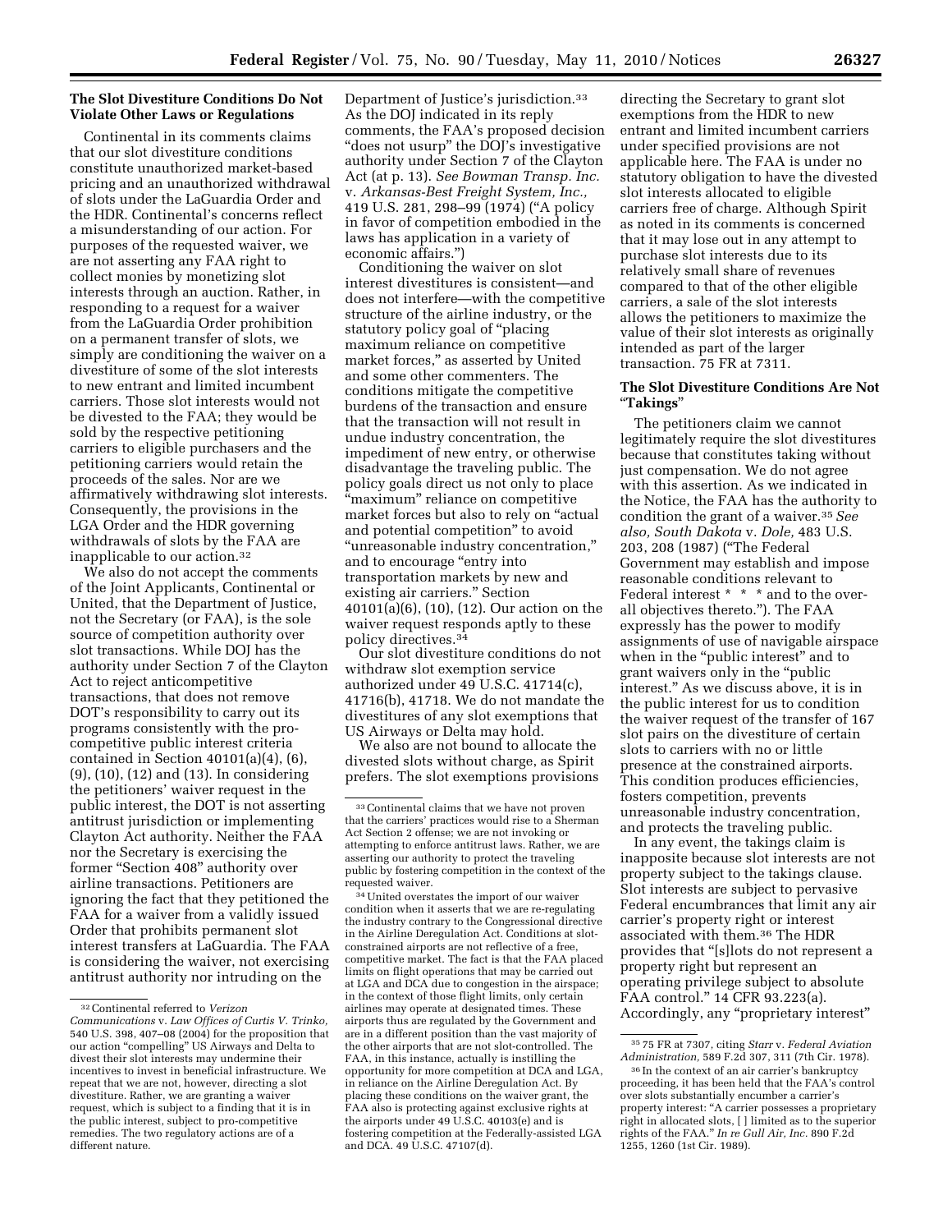**The Slot Divestiture Conditions Do Not Violate Other Laws or Regulations**

Continental in its comments claims that our slot divestiture conditions constitute unauthorized market-based pricing and an unauthorized withdrawal of slots under the LaGuardia Order and the HDR. Continental's concerns reflect a misunderstanding of our action. For purposes of the requested waiver, we are not asserting any FAA right to collect monies by monetizing slot interests through an auction. Rather, in responding to a request for a waiver from the LaGuardia Order prohibition on a permanent transfer of slots, we simply are conditioning the waiver on a divestiture of some of the slot interests to new entrant and limited incumbent carriers. Those slot interests would not be divested to the FAA; they would be sold by the respective petitioning carriers to eligible purchasers and the petitioning carriers would retain the proceeds of the sales. Nor are we affirmatively withdrawing slot interests. Consequently, the provisions in the LGA Order and the HDR governing withdrawals of slots by the FAA are inapplicable to our action.[32]

We also do not accept the comments of the Joint Applicants, Continental or United, that the Department of Justice, not the Secretary (or FAA), is the sole source of competition authority over slot transactions. While DOJ has the authority under Section 7 of the Clayton Act to reject anticompetitive transactions, that does not remove DOT's responsibility to carry out its programs consistently with the pro-competitive public interest criteria contained in Section 40101(a)(4), (6), (9), (10), (12) and (13). In considering the petitioners' waiver request in the public interest, the DOT is not asserting antitrust jurisdiction or implementing Clayton Act authority. Neither the FAA nor the Secretary is exercising the former "Section 408" authority over airline transactions. Petitioners are ignoring the fact that they petitioned the FAA for a waiver from a validly issued Order that prohibits permanent slot interest transfers at LaGuardia. The FAA is considering the waiver, not exercising antitrust authority nor intruding on the Department of Justice's jurisdiction.[33] As the DOJ indicated in its reply comments, the FAA's proposed decision "does not usurp" the DOJ's investigative authority under Section 7 of the Clayton Act (at p. 13). *See Bowman Transp. Inc.* v. *Arkansas-Best Freight System, Inc.,* 419 U.S. 281, 298–99 (1974) ("A policy in favor of competition embodied in the laws has application in a variety of economic affairs.")

Conditioning the waiver on slot interest divestitures is consistent—and does not interfere—with the competitive structure of the airline industry, or the statutory policy goal of "placing maximum reliance on competitive market forces," as asserted by United and some other commenters. The conditions mitigate the competitive burdens of the transaction and ensure that the transaction will not result in undue industry concentration, the impediment of new entry, or otherwise disadvantage the traveling public. The policy goals direct us not only to place "maximum" reliance on competitive market forces but also to rely on "actual and potential competition" to avoid "unreasonable industry concentration," and to encourage "entry into transportation markets by new and existing air carriers." Section 40101(a)(6), (10), (12). Our action on the waiver request responds aptly to these policy directives.[34]

Our slot divestiture conditions do not withdraw slot exemption service authorized under 49 U.S.C. 41714(c), 41716(b), 41718. We do not mandate the divestitures of any slot exemptions that US Airways or Delta may hold.

We also are not bound to allocate the divested slots without charge, as Spirit prefers. The slot exemptions provisions directing the Secretary to grant slot exemptions from the HDR to new entrant and limited incumbent carriers under specified provisions are not applicable here. The FAA is under no statutory obligation to have the divested slot interests allocated to eligible carriers free of charge. Although Spirit as noted in its comments is concerned that it may lose out in any attempt to purchase slot interests due to its relatively small share of revenues compared to that of the other eligible carriers, a sale of the slot interests allows the petitioners to maximize the value of their slot interests as originally intended as part of the larger transaction. 75 FR at 7311.

**The Slot Divestiture Conditions Are Not "Takings"**

The petitioners claim we cannot legitimately require the slot divestitures because that constitutes taking without just compensation. We do not agree with this assertion. As we indicated in the Notice, the FAA has the authority to condition the grant of a waiver.[35] *See also, South Dakota* v. *Dole,* 483 U.S. 203, 208 (1987) ("The Federal Government may establish and impose reasonable conditions relevant to Federal interest * * * and to the over-all objectives thereto."). The FAA expressly has the power to modify assignments of use of navigable airspace when in the "public interest" and to grant waivers only in the "public interest." As we discuss above, it is in the public interest for us to condition the waiver request of the transfer of 167 slot pairs on the divestiture of certain slots to carriers with no or little presence at the constrained airports. This condition produces efficiencies, fosters competition, prevents unreasonable industry concentration, and protects the traveling public.

In any event, the takings claim is inapposite because slot interests are not property subject to the takings clause. Slot interests are subject to pervasive Federal encumbrances that limit any air carrier's property right or interest associated with them.[36] The HDR provides that "[s]lots do not represent a property right but represent an operating privilege subject to absolute FAA control." 14 CFR 93.223(a). Accordingly, any "proprietary interest"

---

[32] Continental referred to *Verizon Communications* v. *Law Offices of Curtis V. Trinko,* 540 U.S. 398, 407–08 (2004) for the proposition that our action "compelling" US Airways and Delta to divest their slot interests may undermine their incentives to invest in beneficial infrastructure. We repeat that we are not, however, directing a slot divestiture. Rather, we are granting a waiver request, which is subject to a finding that it is in the public interest, subject to pro-competitive remedies. The two regulatory actions are of a different nature.

[33] Continental claims that we have not proven that the carriers' practices would rise to a Sherman Act Section 2 offense; we are not invoking or attempting to enforce antitrust laws. Rather, we are asserting our authority to protect the traveling public by fostering competition in the context of the requested waiver.

[34] United overstates the import of our waiver condition when it asserts that we are re-regulating the industry contrary to the Congressional directive in the Airline Deregulation Act. Conditions at slot-constrained airports are not reflective of a free, competitive market. The fact is that the FAA placed limits on flight operations that may be carried out at LGA and DCA due to congestion in the airspace; in the context of those flight limits, only certain airlines may operate at designated times. These airports thus are regulated by the Government and are in a different position than the vast majority of the other airports that are not slot-controlled. The FAA, in this instance, actually is instilling the opportunity for more competition at DCA and LGA, in reliance on the Airline Deregulation Act. By placing these conditions on the waiver grant, the FAA also is protecting against exclusive rights at the airports under 49 U.S.C. 40103(e) and is fostering competition at the Federally-assisted LGA and DCA. 49 U.S.C. 47107(d).

[35] 75 FR at 7307, citing *Starr* v. *Federal Aviation Administration,* 589 F.2d 307, 311 (7th Cir. 1978).

[36] In the context of an air carrier's bankruptcy proceeding, it has been held that the FAA's control over slots substantially encumber a carrier's property interest: "A carrier possesses a proprietary right in allocated slots, [ ] limited as to the superior rights of the FAA." *In re Gull Air, Inc.* 890 F.2d 1255, 1260 (1st Cir. 1989).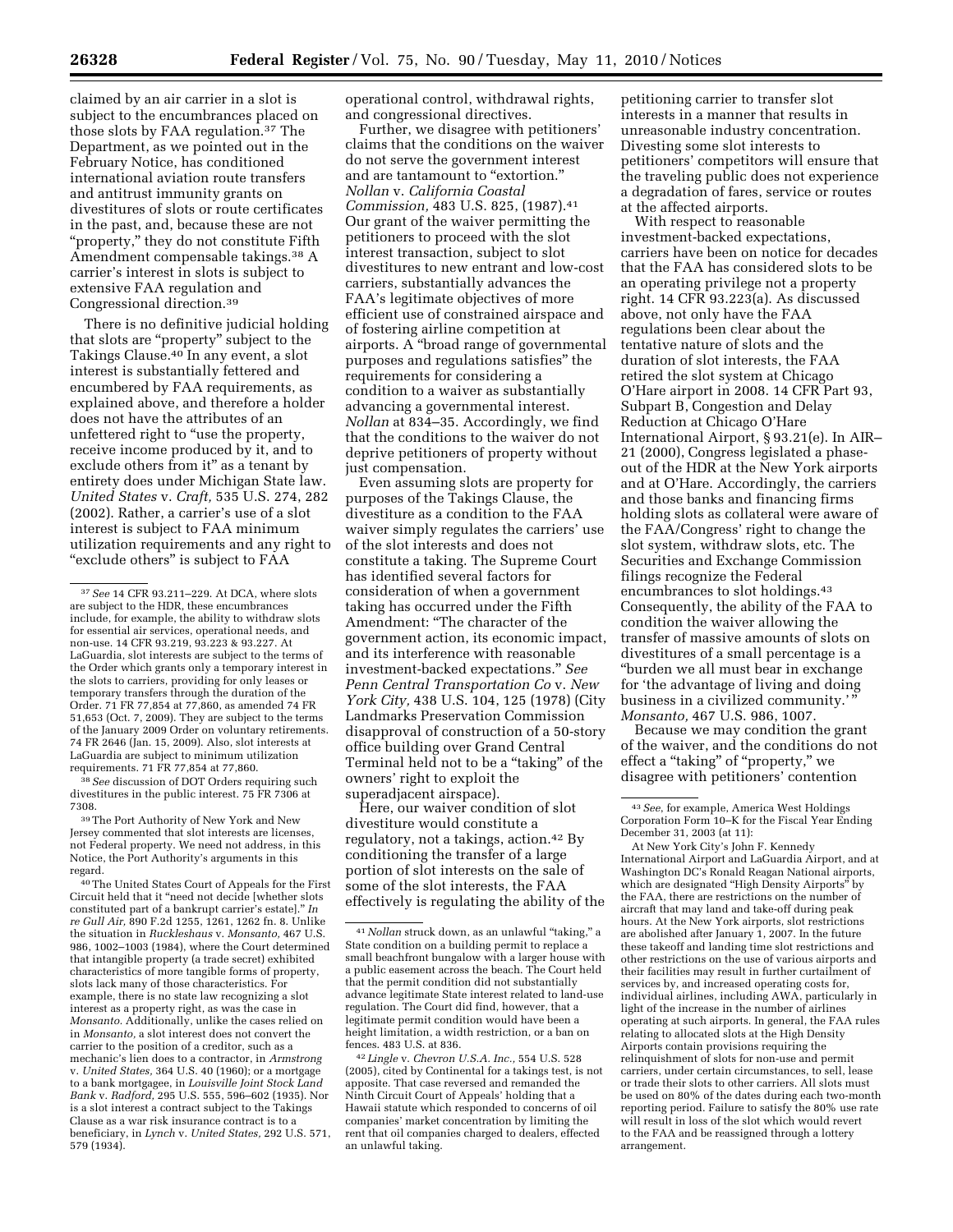claimed by an air carrier in a slot is subject to the encumbrances placed on those slots by FAA regulation.[37] The Department, as we pointed out in the February Notice, has conditioned international aviation route transfers and antitrust immunity grants on divestitures of slots or route certificates in the past, and, because these are not "property," they do not constitute Fifth Amendment compensable takings.[38] A carrier's interest in slots is subject to extensive FAA regulation and Congressional direction.[39]

There is no definitive judicial holding that slots are "property" subject to the Takings Clause.[40] In any event, a slot interest is substantially fettered and encumbered by FAA requirements, as explained above, and therefore a holder does not have the attributes of an unfettered right to "use the property, receive income produced by it, and to exclude others from it" as a tenant by entirety does under Michigan State law. *United States* v. *Craft,* 535 U.S. 274, 282 (2002). Rather, a carrier's use of a slot interest is subject to FAA minimum utilization requirements and any right to "exclude others" is subject to FAA operational control, withdrawal rights, and congressional directives.

Further, we disagree with petitioners' claims that the conditions on the waiver do not serve the government interest and are tantamount to "extortion." *Nollan* v. *California Coastal Commission,* 483 U.S. 825, (1987).[41] Our grant of the waiver permitting the petitioners to proceed with the slot interest transaction, subject to slot divestitures to new entrant and low-cost carriers, substantially advances the FAA's legitimate objectives of more efficient use of constrained airspace and of fostering airline competition at airports. A "broad range of governmental purposes and regulations satisfies" the requirements for considering a condition to a waiver as substantially advancing a governmental interest. *Nollan* at 834–35. Accordingly, we find that the conditions to the waiver do not deprive petitioners of property without just compensation.

Even assuming slots are property for purposes of the Takings Clause, the divestiture as a condition to the FAA waiver simply regulates the carriers' use of the slot interests and does not constitute a taking. The Supreme Court has identified several factors for consideration of when a government taking has occurred under the Fifth Amendment: "The character of the government action, its economic impact, and its interference with reasonable investment-backed expectations." *See Penn Central Transportation Co* v. *New York City,* 438 U.S. 104, 125 (1978) (City Landmarks Preservation Commission disapproval of construction of a 50-story office building over Grand Central Terminal held not to be a "taking" of the owners' right to exploit the superadjacent airspace).

Here, our waiver condition of slot divestiture would constitute a regulatory, not a takings, action.[42] By conditioning the transfer of a large portion of slot interests on the sale of some of the slot interests, the FAA effectively is regulating the ability of the petitioning carrier to transfer slot interests in a manner that results in unreasonable industry concentration. Divesting some slot interests to petitioners' competitors will ensure that the traveling public does not experience a degradation of fares, service or routes at the affected airports.

With respect to reasonable investment-backed expectations, carriers have been on notice for decades that the FAA has considered slots to be an operating privilege not a property right. 14 CFR 93.223(a). As discussed above, not only have the FAA regulations been clear about the tentative nature of slots and the duration of slot interests, the FAA retired the slot system at Chicago O'Hare airport in 2008. 14 CFR Part 93, Subpart B, Congestion and Delay Reduction at Chicago O'Hare International Airport, § 93.21(e). In AIR–21 (2000), Congress legislated a phase-out of the HDR at the New York airports and at O'Hare. Accordingly, the carriers and those banks and financing firms holding slots as collateral were aware of the FAA/Congress' right to change the slot system, withdraw slots, etc. The Securities and Exchange Commission filings recognize the Federal encumbrances to slot holdings.[43] Consequently, the ability of the FAA to condition the waiver allowing the transfer of massive amounts of slots on divestitures of a small percentage is a "burden we all must bear in exchange for 'the advantage of living and doing business in a civilized community.'" *Monsanto,* 467 U.S. 986, 1007.

Because we may condition the grant of the waiver, and the conditions do not effect a "taking" of "property," we disagree with petitioners' contention

---

[37] *See* 14 CFR 93.211–229. At DCA, where slots are subject to the HDR, these encumbrances include, for example, the ability to withdraw slots for essential air services, operational needs, and non-use. 14 CFR 93.219, 93.223 & 93.227. At LaGuardia, slot interests are subject to the terms of the Order which grants only a temporary interest in the slots to carriers, providing for only leases or temporary transfers through the duration of the Order. 71 FR 77,854 at 77,860, as amended 74 FR 51,653 (Oct. 7, 2009). They are subject to the terms of the January 2009 Order on voluntary retirements. 74 FR 2646 (Jan. 15, 2009). Also, slot interests at LaGuardia are subject to minimum utilization requirements. 71 FR 77,854 at 77,860.

[38] *See* discussion of DOT Orders requiring such divestitures in the public interest. 75 FR 7306 at 7308.

[39] The Port Authority of New York and New Jersey commented that slot interests are licenses, not Federal property. We need not address, in this Notice, the Port Authority's arguments in this regard.

[40] The United States Court of Appeals for the First Circuit held that it "need not decide [whether slots constituted part of a bankrupt carrier's estate]." *In re Gull Air,* 890 F.2d 1255, 1261, 1262 fn. 8. Unlike the situation in *Ruckleshaus* v. *Monsanto,* 467 U.S. 986, 1002–1003 (1984), where the Court determined that intangible property (a trade secret) exhibited characteristics of more tangible forms of property, slots lack many of those characteristics. For example, there is no state law recognizing a slot interest as a property right, as was the case in *Monsanto.* Additionally, unlike the cases relied on in *Monsanto,* a slot interest does not convert the carrier to the position of a creditor, such as a mechanic's lien does to a contractor, in *Armstrong* v. *United States,* 364 U.S. 40 (1960); or a mortgage to a bank mortgagee, in *Louisville Joint Stock Land Bank* v. *Radford,* 295 U.S. 555, 596–602 (1935). Nor is a slot interest a contract subject to the Takings Clause as a war risk insurance contract is to a beneficiary, in *Lynch* v. *United States,* 292 U.S. 571, 579 (1934).

[41] *Nollan* struck down, as an unlawful "taking," a State condition on a building permit to replace a small beachfront bungalow with a larger house with a public easement across the beach. The Court held that the permit condition did not substantially advance legitimate State interest related to land-use regulation. The Court did find, however, that a legitimate permit condition would have been a height limitation, a width restriction, or a ban on fences. 483 U.S. at 836.

[42] *Lingle* v. *Chevron U.S.A. Inc.,* 554 U.S. 528 (2005), cited by Continental for a takings test, is not apposite. That case reversed and remanded the Ninth Circuit Court of Appeals' holding that a Hawaii statute which responded to concerns of oil companies' market concentration by limiting the rent that oil companies charged to dealers, effected an unlawful taking.

[43] *See*, for example, America West Holdings Corporation Form 10–K for the Fiscal Year Ending December 31, 2003 (at 11):

At New York City's John F. Kennedy International Airport and LaGuardia Airport, and at Washington DC's Ronald Reagan National airports, which are designated "High Density Airports" by the FAA, there are restrictions on the number of aircraft that may land and take-off during peak hours. At the New York airports, slot restrictions are abolished after January 1, 2007. In the future these takeoff and landing time slot restrictions and other restrictions on the use of various airports and their facilities may result in further curtailment of services by, and increased operating costs for, individual airlines, including AWA, particularly in light of the increase in the number of airlines operating at such airports. In general, the FAA rules relating to allocated slots at the High Density Airports contain provisions requiring the relinquishment of slots for non-use and permit carriers, under certain circumstances, to sell, lease or trade their slots to other carriers. All slots must be used on 80% of the dates during each two-month reporting period. Failure to satisfy the 80% use rate will result in loss of the slot which would revert to the FAA and be reassigned through a lottery arrangement.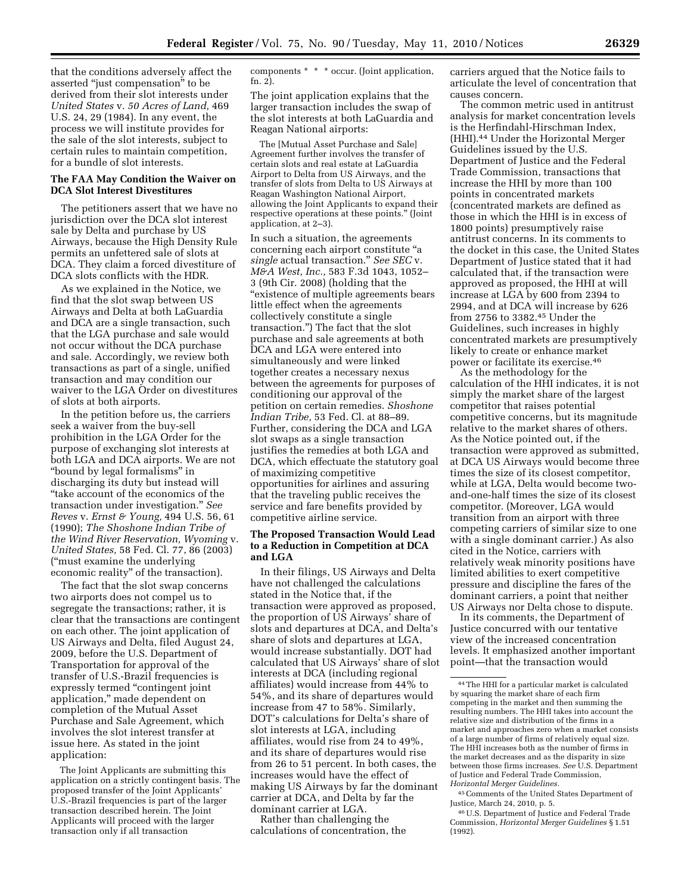that the conditions adversely affect the asserted "just compensation" to be derived from their slot interests under *United States* v. *50 Acres of Land,* 469 U.S. 24, 29 (1984). In any event, the process we will institute provides for the sale of the slot interests, subject to certain rules to maintain competition, for a bundle of slot interests.

### The FAA May Condition the Waiver on DCA Slot Interest Divestitures

The petitioners assert that we have no jurisdiction over the DCA slot interest sale by Delta and purchase by US Airways, because the High Density Rule permits an unfettered sale of slots at DCA. They claim a forced divestiture of DCA slots conflicts with the HDR.

As we explained in the Notice, we find that the slot swap between US Airways and Delta at both LaGuardia and DCA are a single transaction, such that the LGA purchase and sale would not occur without the DCA purchase and sale. Accordingly, we review both transactions as part of a single, unified transaction and may condition our waiver to the LGA Order on divestitures of slots at both airports.

In the petition before us, the carriers seek a waiver from the buy-sell prohibition in the LGA Order for the purpose of exchanging slot interests at both LGA and DCA airports. We are not "bound by legal formalisms" in discharging its duty but instead will "take account of the economics of the transaction under investigation." *See Reves* v. *Ernst & Young,* 494 U.S. 56, 61 (1990); *The Shoshone Indian Tribe of the Wind River Reservation, Wyoming* v. *United States,* 58 Fed. Cl. 77, 86 (2003) ("must examine the underlying economic reality" of the transaction).

The fact that the slot swap concerns two airports does not compel us to segregate the transactions; rather, it is clear that the transactions are contingent on each other. The joint application of US Airways and Delta, filed August 24, 2009, before the U.S. Department of Transportation for approval of the transfer of U.S.-Brazil frequencies is expressly termed "contingent joint application," made dependent on completion of the Mutual Asset Purchase and Sale Agreement, which involves the slot interest transfer at issue here. As stated in the joint application:

> The Joint Applicants are submitting this application on a strictly contingent basis. The proposed transfer of the Joint Applicants' U.S.-Brazil frequencies is part of the larger transaction described herein. The Joint Applicants will proceed with the larger transaction only if all transaction components * * * occur. (Joint application, fn. 2).

The joint application explains that the larger transaction includes the swap of the slot interests at both LaGuardia and Reagan National airports:

> The [Mutual Asset Purchase and Sale] Agreement further involves the transfer of certain slots and real estate at LaGuardia Airport to Delta from US Airways, and the transfer of slots from Delta to US Airways at Reagan Washington National Airport, allowing the Joint Applicants to expand their respective operations at these points." (Joint application, at 2–3).

In such a situation, the agreements concerning each airport constitute "a *single* actual transaction." *See SEC* v. *M&A West, Inc.,* 583 F.3d 1043, 1052–3 (9th Cir. 2008) (holding that the "existence of multiple agreements bears little effect when the agreements collectively constitute a single transaction.") The fact that the slot purchase and sale agreements at both DCA and LGA were entered into simultaneously and were linked together creates a necessary nexus between the agreements for purposes of conditioning our approval of the petition on certain remedies. *Shoshone Indian Tribe,* 53 Fed. Cl. at 88–89. Further, considering the DCA and LGA slot swaps as a single transaction justifies the remedies at both LGA and DCA, which effectuate the statutory goal of maximizing competitive opportunities for airlines and assuring that the traveling public receives the service and fare benefits provided by competitive airline service.

### The Proposed Transaction Would Lead to a Reduction in Competition at DCA and LGA

In their filings, US Airways and Delta have not challenged the calculations stated in the Notice that, if the transaction were approved as proposed, the proportion of US Airways' share of slots and departures at DCA, and Delta's share of slots and departures at LGA, would increase substantially. DOT had calculated that US Airways' share of slot interests at DCA (including regional affiliates) would increase from 44% to 54%, and its share of departures would increase from 47 to 58%. Similarly, DOT's calculations for Delta's share of slot interests at LGA, including affiliates, would rise from 24 to 49%, and its share of departures would rise from 26 to 51 percent. In both cases, the increases would have the effect of making US Airways by far the dominant carrier at DCA, and Delta by far the dominant carrier at LGA.

Rather than challenging the calculations of concentration, the carriers argued that the Notice fails to articulate the level of concentration that causes concern.

The common metric used in antitrust analysis for market concentration levels is the Herfindahl-Hirschman Index, (HHI).[44] Under the Horizontal Merger Guidelines issued by the U.S. Department of Justice and the Federal Trade Commission, transactions that increase the HHI by more than 100 points in concentrated markets (concentrated markets are defined as those in which the HHI is in excess of 1800 points) presumptively raise antitrust concerns. In its comments to the docket in this case, the United States Department of Justice stated that it had calculated that, if the transaction were approved as proposed, the HHI at will increase at LGA by 600 from 2394 to 2994, and at DCA will increase by 626 from 2756 to 3382.[45] Under the Guidelines, such increases in highly concentrated markets are presumptively likely to create or enhance market power or facilitate its exercise.[46]

As the methodology for the calculation of the HHI indicates, it is not simply the market share of the largest competitor that raises potential competitive concerns, but its magnitude relative to the market shares of others. As the Notice pointed out, if the transaction were approved as submitted, at DCA US Airways would become three times the size of its closest competitor, while at LGA, Delta would become two-and-one-half times the size of its closest competitor. (Moreover, LGA would transition from an airport with three competing carriers of similar size to one with a single dominant carrier.) As also cited in the Notice, carriers with relatively weak minority positions have limited abilities to exert competitive pressure and discipline the fares of the dominant carriers, a point that neither US Airways nor Delta chose to dispute.

In its comments, the Department of Justice concurred with our tentative view of the increased concentration levels. It emphasized another important point—that the transaction would

---

[44] The HHI for a particular market is calculated by squaring the market share of each firm competing in the market and then summing the resulting numbers. The HHI takes into account the relative size and distribution of the firms in a market and approaches zero when a market consists of a large number of firms of relatively equal size. The HHI increases both as the number of firms in the market decreases and as the disparity in size between those firms increases. *See* U.S. Department of Justice and Federal Trade Commission, *Horizontal Merger Guidelines.*

[45] Comments of the United States Department of Justice, March 24, 2010, p. 5.

[46] U.S. Department of Justice and Federal Trade Commission, *Horizontal Merger Guidelines* § 1.51 (1992).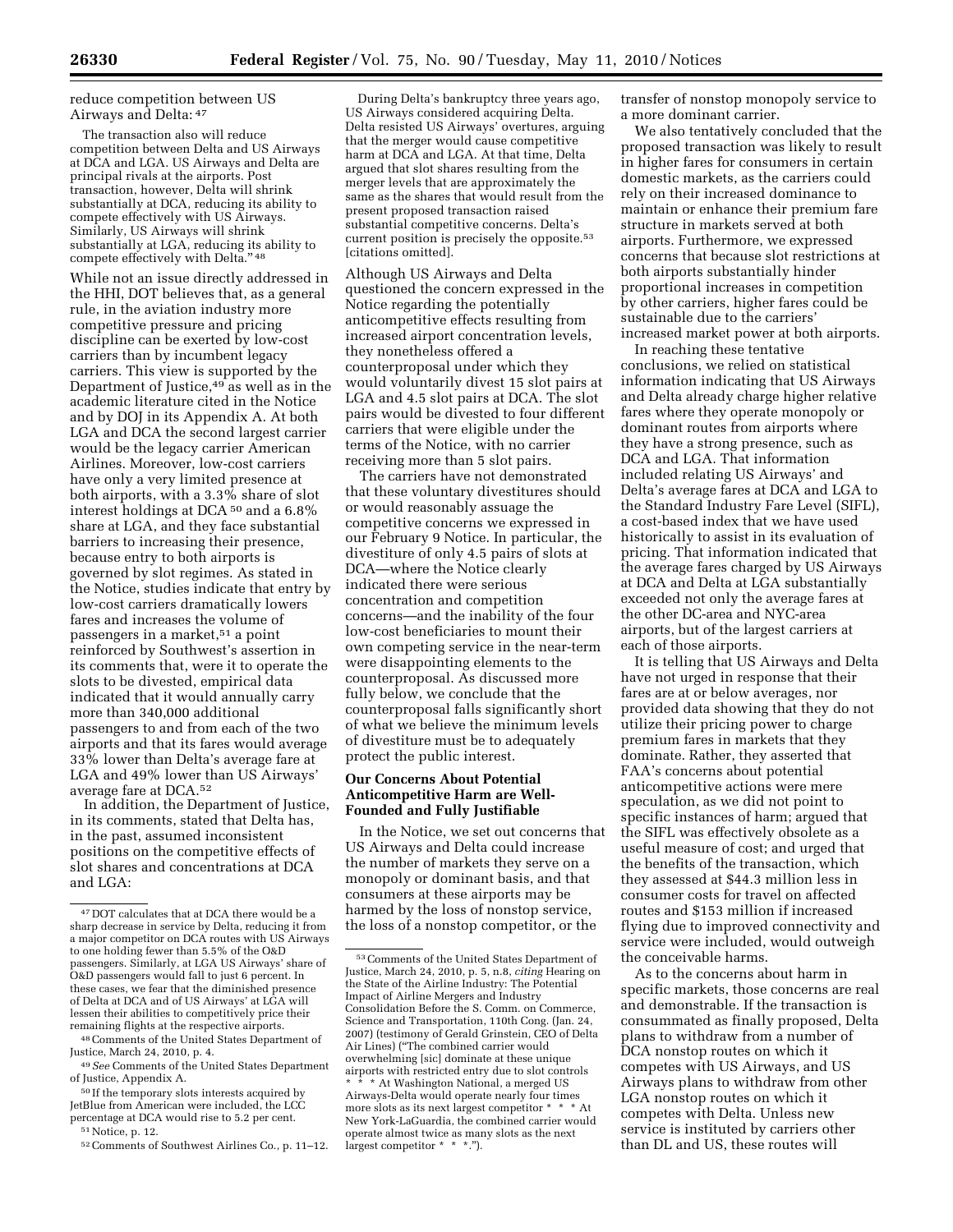reduce competition between US Airways and Delta: [47]

> The transaction also will reduce competition between Delta and US Airways at DCA and LGA. US Airways and Delta are principal rivals at the airports. Post transaction, however, Delta will shrink substantially at DCA, reducing its ability to compete effectively with US Airways. Similarly, US Airways will shrink substantially at LGA, reducing its ability to compete effectively with Delta." [48]

While not an issue directly addressed in the HHI, DOT believes that, as a general rule, in the aviation industry more competitive pressure and pricing discipline can be exerted by low-cost carriers than by incumbent legacy carriers. This view is supported by the Department of Justice,[49] as well as in the academic literature cited in the Notice and by DOJ in its Appendix A. At both LGA and DCA the second largest carrier would be the legacy carrier American Airlines. Moreover, low-cost carriers have only a very limited presence at both airports, with a 3.3% share of slot interest holdings at DCA [50] and a 6.8% share at LGA, and they face substantial barriers to increasing their presence, because entry to both airports is governed by slot regimes. As stated in the Notice, studies indicate that entry by low-cost carriers dramatically lowers fares and increases the volume of passengers in a market,[51] a point reinforced by Southwest's assertion in its comments that, were it to operate the slots to be divested, empirical data indicated that it would annually carry more than 340,000 additional passengers to and from each of the two airports and that its fares would average 33% lower than Delta's average fare at LGA and 49% lower than US Airways' average fare at DCA.[52]

In addition, the Department of Justice, in its comments, stated that Delta has, in the past, assumed inconsistent positions on the competitive effects of slot shares and concentrations at DCA and LGA:

> During Delta's bankruptcy three years ago, US Airways considered acquiring Delta. Delta resisted US Airways' overtures, arguing that the merger would cause competitive harm at DCA and LGA. At that time, Delta argued that slot shares resulting from the merger levels that are approximately the same as the shares that would result from the present proposed transaction raised substantial competitive concerns. Delta's current position is precisely the opposite.[53] [citations omitted].

Although US Airways and Delta questioned the concern expressed in the Notice regarding the potentially anticompetitive effects resulting from increased airport concentration levels, they nonetheless offered a counterproposal under which they would voluntarily divest 15 slot pairs at LGA and 4.5 slot pairs at DCA. The slot pairs would be divested to four different carriers that were eligible under the terms of the Notice, with no carrier receiving more than 5 slot pairs.

The carriers have not demonstrated that these voluntary divestitures should or would reasonably assuage the competitive concerns we expressed in our February 9 Notice. In particular, the divestiture of only 4.5 pairs of slots at DCA—where the Notice clearly indicated there were serious concentration and competition concerns—and the inability of the four low-cost beneficiaries to mount their own competing service in the near-term were disappointing elements to the counterproposal. As discussed more fully below, we conclude that the counterproposal falls significantly short of what we believe the minimum levels of divestiture must be to adequately protect the public interest.

## Our Concerns About Potential Anticompetitive Harm are Well-Founded and Fully Justifiable

In the Notice, we set out concerns that US Airways and Delta could increase the number of markets they serve on a monopoly or dominant basis, and that consumers at these airports may be harmed by the loss of nonstop service, the loss of a nonstop competitor, or the transfer of nonstop monopoly service to a more dominant carrier.

We also tentatively concluded that the proposed transaction was likely to result in higher fares for consumers in certain domestic markets, as the carriers could rely on their increased dominance to maintain or enhance their premium fare structure in markets served at both airports. Furthermore, we expressed concerns that because slot restrictions at both airports substantially hinder proportional increases in competition by other carriers, higher fares could be sustainable due to the carriers' increased market power at both airports.

In reaching these tentative conclusions, we relied on statistical information indicating that US Airways and Delta already charge higher relative fares where they operate monopoly or dominant routes from airports where they have a strong presence, such as DCA and LGA. That information included relating US Airways' and Delta's average fares at DCA and LGA to the Standard Industry Fare Level (SIFL), a cost-based index that we have used historically to assist in its evaluation of pricing. That information indicated that the average fares charged by US Airways at DCA and Delta at LGA substantially exceeded not only the average fares at the other DC-area and NYC-area airports, but of the largest carriers at each of those airports.

It is telling that US Airways and Delta have not urged in response that their fares are at or below averages, nor provided data showing that they do not utilize their pricing power to charge premium fares in markets that they dominate. Rather, they asserted that FAA's concerns about potential anticompetitive actions were mere speculation, as we did not point to specific instances of harm; argued that the SIFL was effectively obsolete as a useful measure of cost; and urged that the benefits of the transaction, which they assessed at $44.3 million less in consumer costs for travel on affected routes and $153 million if increased flying due to improved connectivity and service were included, would outweigh the conceivable harms.

As to the concerns about harm in specific markets, those concerns are real and demonstrable. If the transaction is consummated as finally proposed, Delta plans to withdraw from a number of DCA nonstop routes on which it competes with US Airways, and US Airways plans to withdraw from other LGA nonstop routes on which it competes with Delta. Unless new service is instituted by carriers other than DL and US, these routes will

---

[47] DOT calculates that at DCA there would be a sharp decrease in service by Delta, reducing it from a major competitor on DCA routes with US Airways to one holding fewer than 5.5% of the O&D passengers. Similarly, at LGA US Airways' share of O&D passengers would fall to just 6 percent. In these cases, we fear that the diminished presence of Delta at DCA and of US Airways' at LGA will lessen their abilities to competitively price their remaining flights at the respective airports.

[48] Comments of the United States Department of Justice, March 24, 2010, p. 4.

[49] *See* Comments of the United States Department of Justice, Appendix A.

[50] If the temporary slots interests acquired by JetBlue from American were included, the LCC percentage at DCA would rise to 5.2 per cent.

[51] Notice, p. 12.

[52] Comments of Southwest Airlines Co., p. 11–12.

[53] Comments of the United States Department of Justice, March 24, 2010, p. 5, n.8, *citing* Hearing on the State of the Airline Industry: The Potential Impact of Airline Mergers and Industry Consolidation Before the S. Comm. on Commerce, Science and Transportation, 110th Cong. (Jan. 24, 2007) (testimony of Gerald Grinstein, CEO of Delta Air Lines) ("The combined carrier would overwhelming [sic] dominate at these unique airports with restricted entry due to slot controls * * * At Washington National, a merged US Airways-Delta would operate nearly four times more slots as its next largest competitor * * * At New York-LaGuardia, the combined carrier would operate almost twice as many slots as the next largest competitor * * *.").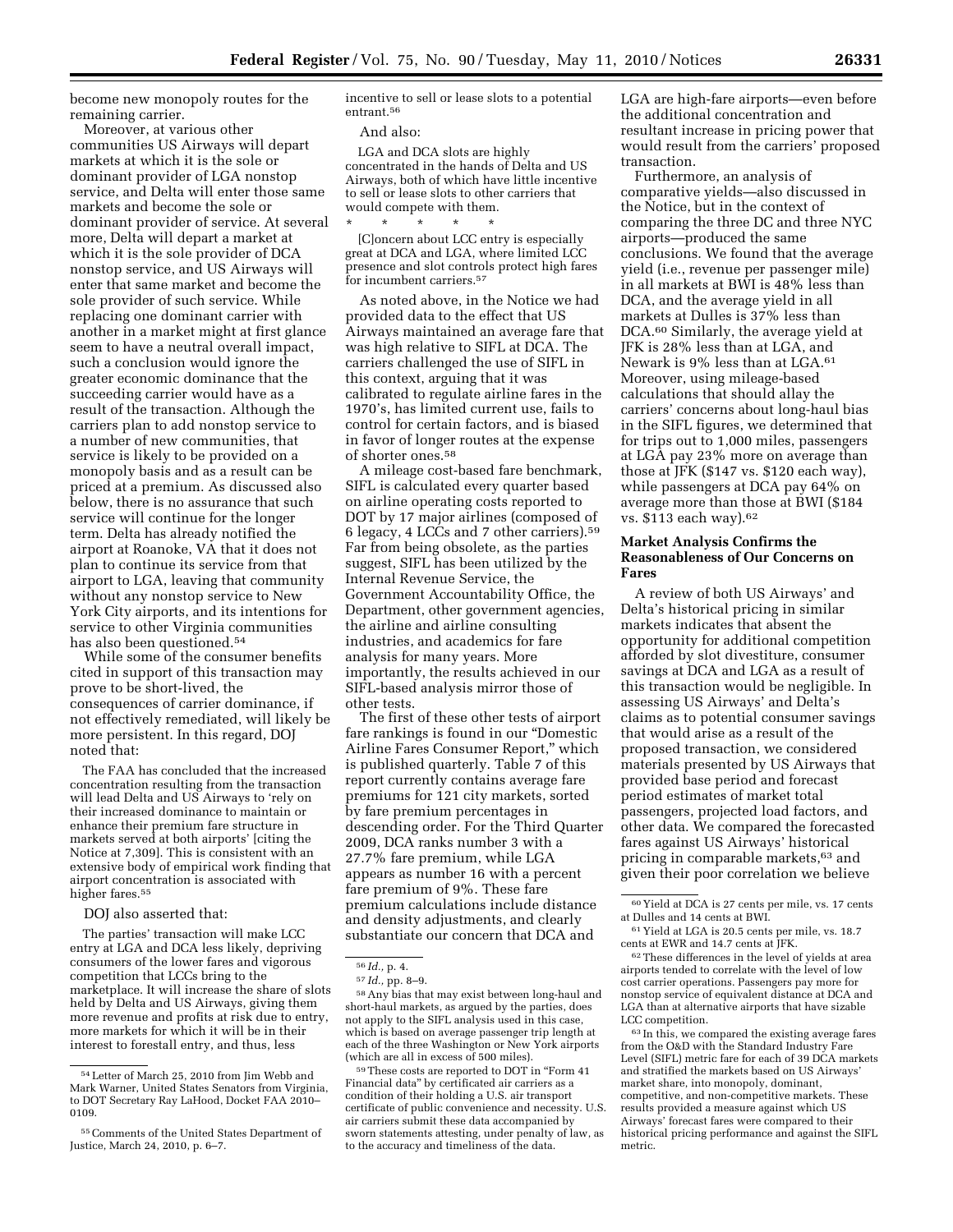become new monopoly routes for the remaining carrier.

Moreover, at various other communities US Airways will depart markets at which it is the sole or dominant provider of LGA nonstop service, and Delta will enter those same markets and become the sole or dominant provider of service. At several more, Delta will depart a market at which it is the sole provider of DCA nonstop service, and US Airways will enter that same market and become the sole provider of such service. While replacing one dominant carrier with another in a market might at first glance seem to have a neutral overall impact, such a conclusion would ignore the greater economic dominance that the succeeding carrier would have as a result of the transaction. Although the carriers plan to add nonstop service to a number of new communities, that service is likely to be provided on a monopoly basis and as a result can be priced at a premium. As discussed also below, there is no assurance that such service will continue for the longer term. Delta has already notified the airport at Roanoke, VA that it does not plan to continue its service from that airport to LGA, leaving that community without any nonstop service to New York City airports, and its intentions for service to other Virginia communities has also been questioned.[54]

While some of the consumer benefits cited in support of this transaction may prove to be short-lived, the consequences of carrier dominance, if not effectively remediated, will likely be more persistent. In this regard, DOJ noted that:

> The FAA has concluded that the increased concentration resulting from the transaction will lead Delta and US Airways to 'rely on their increased dominance to maintain or enhance their premium fare structure in markets served at both airports' [citing the Notice at 7,309]. This is consistent with an extensive body of empirical work finding that airport concentration is associated with higher fares.[55]

DOJ also asserted that:

> The parties' transaction will make LCC entry at LGA and DCA less likely, depriving consumers of the lower fares and vigorous competition that LCCs bring to the marketplace. It will increase the share of slots held by Delta and US Airways, giving them more revenue and profits at risk due to entry, more markets for which it will be in their interest to forestall entry, and thus, less incentive to sell or lease slots to a potential entrant.[56]

And also:

> LGA and DCA slots are highly concentrated in the hands of Delta and US Airways, both of which have little incentive to sell or lease slots to other carriers that would compete with them.
>
> \* \* \* \* \*
>
> [C]oncern about LCC entry is especially great at DCA and LGA, where limited LCC presence and slot controls protect high fares for incumbent carriers.[57]

As noted above, in the Notice we had provided data to the effect that US Airways maintained an average fare that was high relative to SIFL at DCA. The carriers challenged the use of SIFL in this context, arguing that it was calibrated to regulate airline fares in the 1970's, has limited current use, fails to control for certain factors, and is biased in favor of longer routes at the expense of shorter ones.[58]

A mileage cost-based fare benchmark, SIFL is calculated every quarter based on airline operating costs reported to DOT by 17 major airlines (composed of 6 legacy, 4 LCCs and 7 other carriers).[59] Far from being obsolete, as the parties suggest, SIFL has been utilized by the Internal Revenue Service, the Government Accountability Office, the Department, other government agencies, the airline and airline consulting industries, and academics for fare analysis for many years. More importantly, the results achieved in our SIFL-based analysis mirror those of other tests.

The first of these other tests of airport fare rankings is found in our "Domestic Airline Fares Consumer Report," which is published quarterly. Table 7 of this report currently contains average fare premiums for 121 city markets, sorted by fare premium percentages in descending order. For the Third Quarter 2009, DCA ranks number 3 with a 27.7% fare premium, while LGA appears as number 16 with a percent fare premium of 9%. These fare premium calculations include distance and density adjustments, and clearly substantiate our concern that DCA and LGA are high-fare airports—even before the additional concentration and resultant increase in pricing power that would result from the carriers' proposed transaction.

Furthermore, an analysis of comparative yields—also discussed in the Notice, but in the context of comparing the three DC and three NYC airports—produced the same conclusions. We found that the average yield (i.e., revenue per passenger mile) in all markets at BWI is 48% less than DCA, and the average yield in all markets at Dulles is 37% less than DCA.[60] Similarly, the average yield at JFK is 28% less than at LGA, and Newark is 9% less than at LGA.[61] Moreover, using mileage-based calculations that should allay the carriers' concerns about long-haul bias in the SIFL figures, we determined that for trips out to 1,000 miles, passengers at LGA pay 23% more on average than those at JFK ($147 vs. $120 each way), while passengers at DCA pay 64% on average more than those at BWI ($184 vs. $113 each way).[62]

### Market Analysis Confirms the Reasonableness of Our Concerns on Fares

A review of both US Airways' and Delta's historical pricing in similar markets indicates that absent the opportunity for additional competition afforded by slot divestiture, consumer savings at DCA and LGA as a result of this transaction would be negligible. In assessing US Airways' and Delta's claims as to potential consumer savings that would arise as a result of the proposed transaction, we considered materials presented by US Airways that provided base period and forecast period estimates of market total passengers, projected load factors, and other data. We compared the forecasted fares against US Airways' historical pricing in comparable markets,[63] and given their poor correlation we believe

---

[54] Letter of March 25, 2010 from Jim Webb and Mark Warner, United States Senators from Virginia, to DOT Secretary Ray LaHood, Docket FAA 2010–0109.

[55] Comments of the United States Department of Justice, March 24, 2010, p. 6–7.

[56] *Id.,* p. 4.

[57] *Id.,* pp. 8–9.

[58] Any bias that may exist between long-haul and short-haul markets, as argued by the parties, does not apply to the SIFL analysis used in this case, which is based on average passenger trip length at each of the three Washington or New York airports (which are all in excess of 500 miles).

[59] These costs are reported to DOT in "Form 41 Financial data" by certificated air carriers as a condition of their holding a U.S. air transport certificate of public convenience and necessity. U.S. air carriers submit these data accompanied by sworn statements attesting, under penalty of law, as to the accuracy and timeliness of the data.

[60] Yield at DCA is 27 cents per mile, vs. 17 cents at Dulles and 14 cents at BWI.

[61] Yield at LGA is 20.5 cents per mile, vs. 18.7 cents at EWR and 14.7 cents at JFK.

[62] These differences in the level of yields at area airports tended to correlate with the level of low cost carrier operations. Passengers pay more for nonstop service of equivalent distance at DCA and LGA than at alternative airports that have sizable LCC competition.

[63] In this, we compared the existing average fares from the O&D with the Standard Industry Fare Level (SIFL) metric fare for each of 39 DCA markets and stratified the markets based on US Airways' market share, into monopoly, dominant, competitive, and non-competitive markets. These results provided a measure against which US Airways' forecast fares were compared to their historical pricing performance and against the SIFL metric.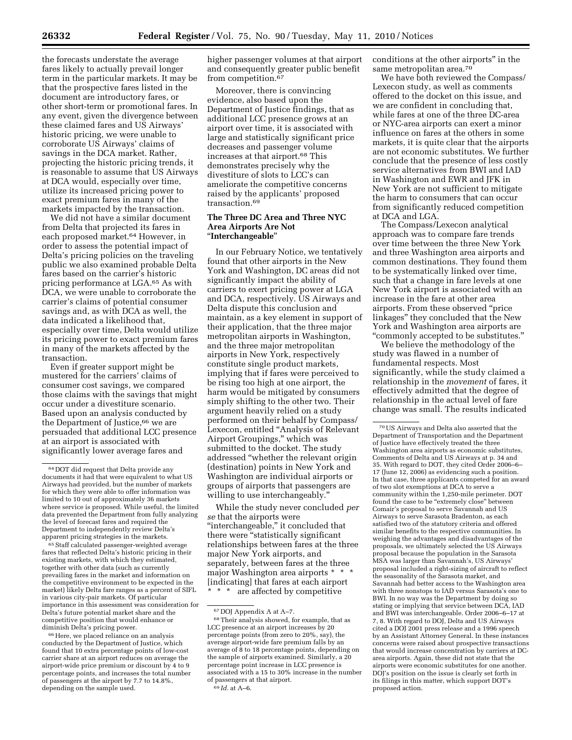the forecasts understate the average fares likely to actually prevail longer term in the particular markets. It may be that the prospective fares listed in the document are introductory fares, or other short-term or promotional fares. In any event, given the divergence between these claimed fares and US Airways' historic pricing, we were unable to corroborate US Airways' claims of savings in the DCA market. Rather, projecting the historic pricing trends, it is reasonable to assume that US Airways at DCA would, especially over time, utilize its increased pricing power to exact premium fares in many of the markets impacted by the transaction.

We did not have a similar document from Delta that projected its fares in each proposed market.[64] However, in order to assess the potential impact of Delta's pricing policies on the traveling public we also examined probable Delta fares based on the carrier's historic pricing performance at LGA.[65] As with DCA, we were unable to corroborate the carrier's claims of potential consumer savings and, as with DCA as well, the data indicated a likelihood that, especially over time, Delta would utilize its pricing power to exact premium fares in many of the markets affected by the transaction.

Even if greater support might be mustered for the carriers' claims of consumer cost savings, we compared those claims with the savings that might occur under a divestiture scenario. Based upon an analysis conducted by the Department of Justice,[66] we are persuaded that additional LCC presence at an airport is associated with significantly lower average fares and higher passenger volumes at that airport and consequently greater public benefit from competition.[67]

Moreover, there is convincing evidence, also based upon the Department of Justice findings, that as additional LCC presence grows at an airport over time, it is associated with large and statistically significant price decreases and passenger volume increases at that airport.[68] This demonstrates precisely why the divestiture of slots to LCC's can ameliorate the competitive concerns raised by the applicants' proposed transaction.[69]

## The Three DC Area and Three NYC Area Airports Are Not "Interchangeable"

In our February Notice, we tentatively found that other airports in the New York and Washington, DC areas did not significantly impact the ability of carriers to exert pricing power at LGA and DCA, respectively. US Airways and Delta dispute this conclusion and maintain, as a key element in support of their application, that the three major metropolitan airports in Washington, and the three major metropolitan airports in New York, respectively constitute single product markets, implying that if fares were perceived to be rising too high at one airport, the harm would be mitigated by consumers simply shifting to the other two. Their argument heavily relied on a study performed on their behalf by Compass/Lexecon, entitled "Analysis of Relevant Airport Groupings," which was submitted to the docket. The study addressed "whether the relevant origin (destination) points in New York and Washington are individual airports or groups of airports that passengers are willing to use interchangeably."

While the study never concluded *per se* that the airports were "interchangeable," it concluded that there were "statistically significant relationships between fares at the three major New York airports, and separately, between fares at the three major Washington area airports * * * [indicating] that fares at each airport * * * are affected by competitive conditions at the other airports" in the same metropolitan area.[70]

We have both reviewed the Compass/Lexecon study, as well as comments offered to the docket on this issue, and we are confident in concluding that, while fares at one of the three DC-area or NYC-area airports can exert a minor influence on fares at the others in some markets, it is quite clear that the airports are not economic substitutes. We further conclude that the presence of less costly service alternatives from BWI and IAD in Washington and EWR and JFK in New York are not sufficient to mitigate the harm to consumers that can occur from significantly reduced competition at DCA and LGA.

The Compass/Lexecon analytical approach was to compare fare trends over time between the three New York and three Washington area airports and common destinations. They found them to be systematically linked over time, such that a change in fare levels at one New York airport is associated with an increase in the fare at other area airports. From these observed "price linkages" they concluded that the New York and Washington area airports are "commonly accepted to be substitutes."

We believe the methodology of the study was flawed in a number of fundamental respects. Most significantly, while the study claimed a relationship in the *movement* of fares, it effectively admitted that the degree of relationship in the actual level of fare change was small. The results indicated

---

[64] DOT did request that Delta provide any documents it had that were equivalent to what US Airways had provided, but the number of markets for which they were able to offer information was limited to 10 out of approximately 36 markets where service is proposed. While useful, the limited data prevented the Department from fully analyzing the level of forecast fares and required the Department to independently review Delta's apparent pricing strategies in the markets.

[65] Staff calculated passenger-weighted average fares that reflected Delta's historic pricing in their existing markets, with which they estimated, together with other data (such as currently prevailing fares in the market and information on the competitive environment to be expected in the market) likely Delta fare ranges as a percent of SIFL in various city-pair markets. Of particular importance in this assessment was consideration for Delta's future potential market share and the competitive position that would enhance or diminish Delta's pricing power.

[66] Here, we placed reliance on an analysis conducted by the Department of Justice, which found that 10 extra percentage points of low-cost carrier share at an airport reduces on average the airport-wide price premium or discount by 4 to 9 percentage points, and increases the total number of passengers at the airport by 7.7 to 14.8%, depending on the sample used.

[67] DOJ Appendix A at A–7.

[68] Their analysis showed, for example, that as LCC presence at an airport increases by 20 percentage points (from zero to 20%, say), the average airport-wide fare premium falls by an average of 8 to 18 percentage points, depending on the sample of airports examined. Similarly, a 20 percentage point increase in LCC presence is associated with a 15 to 30% increase in the number of passengers at that airport.

[69] *Id.* at A–6.

[70] US Airways and Delta also asserted that the Department of Transportation and the Department of Justice have effectively treated the three Washington area airports as economic substitutes, Comments of Delta and US Airways at p. 34 and 35. With regard to DOT, they cited Order 2006–6–17 (June 12, 2006) as evidencing such a position. In that case, three applicants competed for an award of two slot exemptions at DCA to serve a community within the 1,250-mile perimeter. DOT found the case to be "extremely close" between Comair's proposal to serve Savannah and US Airways to serve Sarasota Bradenton, as each satisfied two of the statutory criteria and offered similar benefits to the respective communities. In weighing the advantages and disadvantages of the proposals, we ultimately selected the US Airways proposal because the population in the Sarasota MSA was larger than Savannah's, US Airways' proposal included a right-sizing of aircraft to reflect the seasonality of the Sarasota market, and Savannah had better access to the Washington area with three nonstops to IAD versus Sarasota's one to BWI. In no way was the Department by doing so stating or implying that service between DCA, IAD and BWI was interchangeable. Order 2006–6–17 at 7, 8. With regard to DOJ, Delta and US Airways cited a DOJ 2001 press release and a 1996 speech by an Assistant Attorney General. In these instances concerns were raised about prospective transactions that would increase concentration by carriers at DC-area airports. Again, these did not state that the airports were economic substitutes for one another. DOJ's position on the issue is clearly set forth in its filings in this matter, which support DOT's proposed action.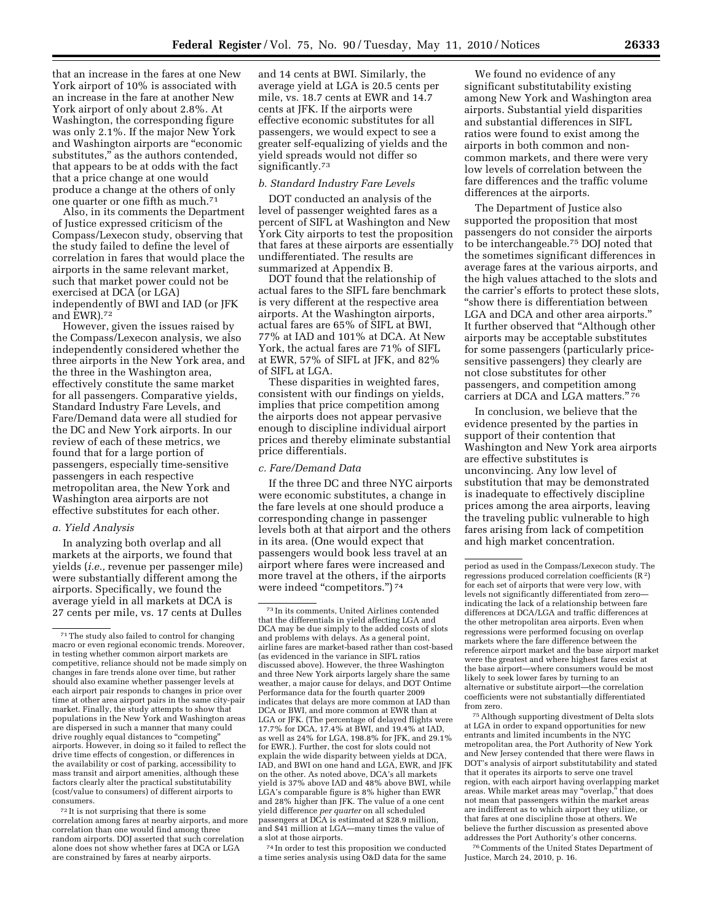that an increase in the fares at one New York airport of 10% is associated with an increase in the fare at another New York airport of only about 2.8%. At Washington, the corresponding figure was only 2.1%. If the major New York and Washington airports are "economic substitutes," as the authors contended, that appears to be at odds with the fact that a price change at one would produce a change at the others of only one quarter or one fifth as much.[71]

Also, in its comments the Department of Justice expressed criticism of the Compass/Lexecon study, observing that the study failed to define the level of correlation in fares that would place the airports in the same relevant market, such that market power could not be exercised at DCA (or LGA) independently of BWI and IAD (or JFK and EWR).[72]

However, given the issues raised by the Compass/Lexecon analysis, we also independently considered whether the three airports in the New York area, and the three in the Washington area, effectively constitute the same market for all passengers. Comparative yields, Standard Industry Fare Levels, and Fare/Demand data were all studied for the DC and New York airports. In our review of each of these metrics, we found that for a large portion of passengers, especially time-sensitive passengers in each respective metropolitan area, the New York and Washington area airports are not effective substitutes for each other.

*a. Yield Analysis*

In analyzing both overlap and all markets at the airports, we found that yields (*i.e.,* revenue per passenger mile) were substantially different among the airports. Specifically, we found the average yield in all markets at DCA is 27 cents per mile, vs. 17 cents at Dulles and 14 cents at BWI. Similarly, the average yield at LGA is 20.5 cents per mile, vs. 18.7 cents at EWR and 14.7 cents at JFK. If the airports were effective economic substitutes for all passengers, we would expect to see a greater self-equalizing of yields and the yield spreads would not differ so significantly.[73]

*b. Standard Industry Fare Levels*

DOT conducted an analysis of the level of passenger weighted fares as a percent of SIFL at Washington and New York City airports to test the proposition that fares at these airports are essentially undifferentiated. The results are summarized at Appendix B.

DOT found that the relationship of actual fares to the SIFL fare benchmark is very different at the respective area airports. At the Washington airports, actual fares are 65% of SIFL at BWI, 77% at IAD and 101% at DCA. At New York, the actual fares are 71% of SIFL at EWR, 57% of SIFL at JFK, and 82% of SIFL at LGA.

These disparities in weighted fares, consistent with our findings on yields, implies that price competition among the airports does not appear pervasive enough to discipline individual airport prices and thereby eliminate substantial price differentials.

*c. Fare/Demand Data*

If the three DC and three NYC airports were economic substitutes, a change in the fare levels at one should produce a corresponding change in passenger levels both at that airport and the others in its area. (One would expect that passengers would book less travel at an airport where fares were increased and more travel at the others, if the airports were indeed "competitors.")[74]

We found no evidence of any significant substitutability existing among New York and Washington area airports. Substantial yield disparities and substantial differences in SIFL ratios were found to exist among the airports in both common and non-common markets, and there were very low levels of correlation between the fare differences and the traffic volume differences at the airports.

The Department of Justice also supported the proposition that most passengers do not consider the airports to be interchangeable.[75] DOJ noted that the sometimes significant differences in average fares at the various airports, and the high values attached to the slots and the carrier's efforts to protect these slots, "show there is differentiation between LGA and DCA and other area airports." It further observed that "Although other airports may be acceptable substitutes for some passengers (particularly price-sensitive passengers) they clearly are not close substitutes for other passengers, and competition among carriers at DCA and LGA matters."[76]

In conclusion, we believe that the evidence presented by the parties in support of their contention that Washington and New York area airports are effective substitutes is unconvincing. Any low level of substitution that may be demonstrated is inadequate to effectively discipline prices among the area airports, leaving the traveling public vulnerable to high fares arising from lack of competition and high market concentration.

---

[71] The study also failed to control for changing macro or even regional economic trends. Moreover, in testing whether common airport markets are competitive, reliance should not be made simply on changes in fare trends alone over time, but rather should also examine whether passenger levels at each airport pair responds to changes in price over time at other area airport pairs in the same city-pair market. Finally, the study attempts to show that populations in the New York and Washington areas are dispersed in such a manner that many could drive roughly equal distances to "competing" airports. However, in doing so it failed to reflect the drive time effects of congestion, or differences in the availability or cost of parking, accessibility to mass transit and airport amenities, although these factors clearly alter the practical substitutability (cost/value to consumers) of different airports to consumers.

[72] It is not surprising that there is some correlation among fares at nearby airports, and more correlation than one would find among three random airports. DOJ asserted that such correlation alone does not show whether fares at DCA or LGA are constrained by fares at nearby airports.

[73] In its comments, United Airlines contended that the differentials in yield affecting LGA and DCA may be due simply to the added costs of slots and problems with delays. As a general point, airline fares are market-based rather than cost-based (as evidenced in the variance in SIFL ratios discussed above). However, the three Washington and three New York airports largely share the same weather, a major cause for delays, and DOT Ontime Performance data for the fourth quarter 2009 indicates that delays are more common at IAD than DCA or BWI, and more common at EWR than at LGA or JFK. (The percentage of delayed flights were 17.7% for DCA, 17.4% at BWI, and 19.4% at IAD, as well as 24% for LGA, 198.8% for JFK, and 29.1% for EWR.) Further, the cost for slots could not explain the wide disparity between yields at DCA, IAD, and BWI on the one hand and LGA, EWR, and JFK on the other. As noted above, DCA's all markets yield is 37% above IAD and 48% above BWI, while LGA's comparable figure is 8% higher than EWR and 28% higher than JFK. The value of a one cent yield difference *per quarter* on all scheduled passengers at DCA is estimated at $28.9 million, and $41 million at LGA—many times the value of a slot at those airports.

[74] In order to test this proposition we conducted a time series analysis using O&D data for the same period as used in the Compass/Lexecon study. The regressions produced correlation coefficients ($R^2$) for each set of airports that were very low, with levels not significantly differentiated from zero—indicating the lack of a relationship between fare differences at DCA/LGA and traffic differences at the other metropolitan area airports. Even when regressions were performed focusing on overlap markets where the fare difference between the reference airport market and the base airport market were the greatest and where highest fares exist at the base airport—where consumers would be most likely to seek lower fares by turning to an alternative or substitute airport—the correlation coefficients were not substantially differentiated from zero.

[75] Although supporting divestment of Delta slots at LGA in order to expand opportunities for new entrants and limited incumbents in the NYC metropolitan area, the Port Authority of New York and New Jersey contended that there were flaws in DOT's analysis of airport substitutability and stated that it operates its airports to serve one travel region, with each airport having overlapping market areas. While market areas may "overlap," that does not mean that passengers within the market areas are indifferent as to which airport they utilize, or that fares at one discipline those at others. We believe the further discussion as presented above addresses the Port Authority's other concerns.

[76] Comments of the United States Department of Justice, March 24, 2010, p. 16.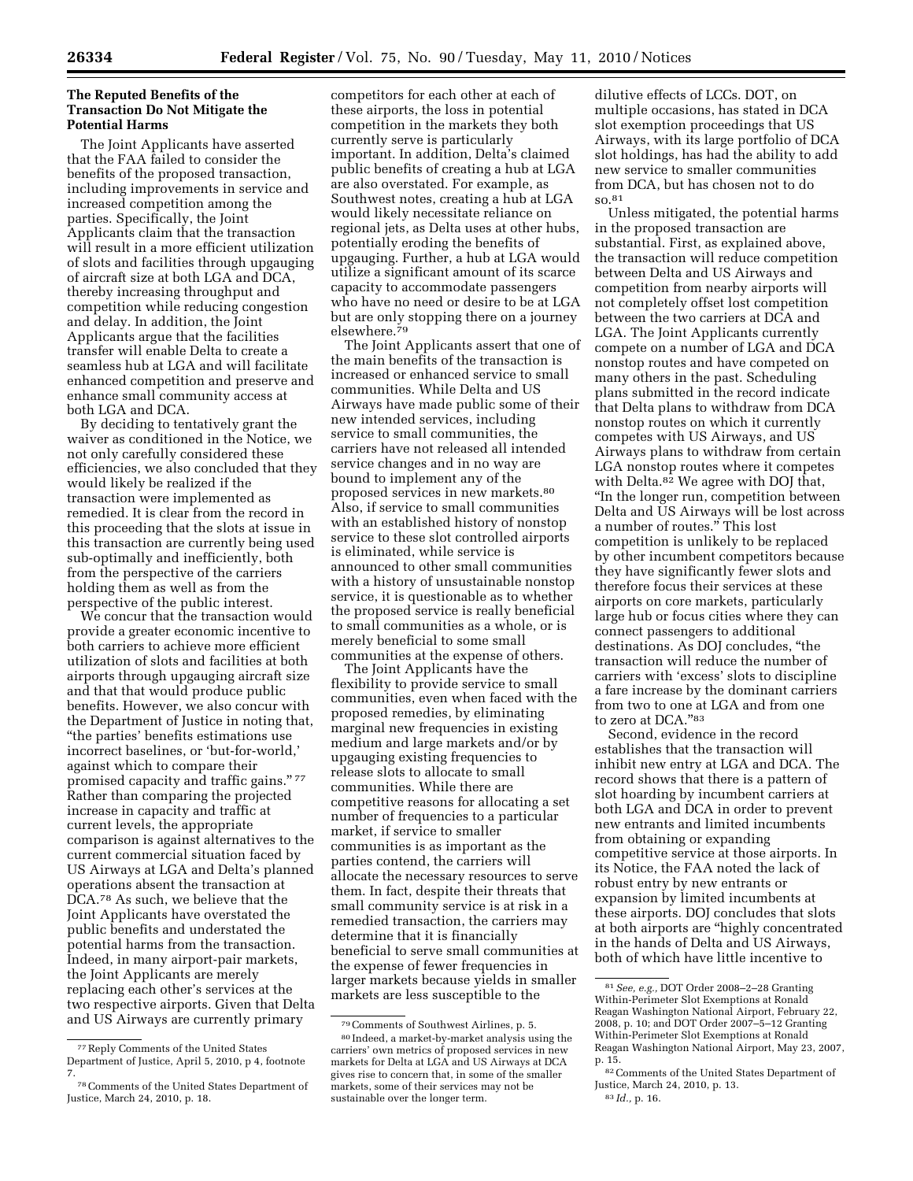**The Reputed Benefits of the Transaction Do Not Mitigate the Potential Harms**

The Joint Applicants have asserted that the FAA failed to consider the benefits of the proposed transaction, including improvements in service and increased competition among the parties. Specifically, the Joint Applicants claim that the transaction will result in a more efficient utilization of slots and facilities through upgauging of aircraft size at both LGA and DCA, thereby increasing throughput and competition while reducing congestion and delay. In addition, the Joint Applicants argue that the facilities transfer will enable Delta to create a seamless hub at LGA and will facilitate enhanced competition and preserve and enhance small community access at both LGA and DCA.

By deciding to tentatively grant the waiver as conditioned in the Notice, we not only carefully considered these efficiencies, we also concluded that they would likely be realized if the transaction were implemented as remedied. It is clear from the record in this proceeding that the slots at issue in this transaction are currently being used sub-optimally and inefficiently, both from the perspective of the carriers holding them as well as from the perspective of the public interest.

We concur that the transaction would provide a greater economic incentive to both carriers to achieve more efficient utilization of slots and facilities at both airports through upgauging aircraft size and that that would produce public benefits. However, we also concur with the Department of Justice in noting that, "the parties' benefits estimations use incorrect baselines, or 'but-for-world,' against which to compare their promised capacity and traffic gains." [77] Rather than comparing the projected increase in capacity and traffic at current levels, the appropriate comparison is against alternatives to the current commercial situation faced by US Airways at LGA and Delta's planned operations absent the transaction at DCA.[78] As such, we believe that the Joint Applicants have overstated the public benefits and understated the potential harms from the transaction. Indeed, in many airport-pair markets, the Joint Applicants are merely replacing each other's services at the two respective airports. Given that Delta and US Airways are currently primary competitors for each other at each of these airports, the loss in potential competition in the markets they both currently serve is particularly important. In addition, Delta's claimed public benefits of creating a hub at LGA are also overstated. For example, as Southwest notes, creating a hub at LGA would likely necessitate reliance on regional jets, as Delta uses at other hubs, potentially eroding the benefits of upgauging. Further, a hub at LGA would utilize a significant amount of its scarce capacity to accommodate passengers who have no need or desire to be at LGA but are only stopping there on a journey elsewhere.[79]

The Joint Applicants assert that one of the main benefits of the transaction is increased or enhanced service to small communities. While Delta and US Airways have made public some of their new intended services, including service to small communities, the carriers have not released all intended service changes and in no way are bound to implement any of the proposed services in new markets.[80] Also, if service to small communities with an established history of nonstop service to these slot controlled airports is eliminated, while service is announced to other small communities with a history of unsustainable nonstop service, it is questionable as to whether the proposed service is really beneficial to small communities as a whole, or is merely beneficial to some small communities at the expense of others.

The Joint Applicants have the flexibility to provide service to small communities, even when faced with the proposed remedies, by eliminating marginal new frequencies in existing medium and large markets and/or by upgauging existing frequencies to release slots to allocate to small communities. While there are competitive reasons for allocating a set number of frequencies to a particular market, if service to smaller communities is as important as the parties contend, the carriers will allocate the necessary resources to serve them. In fact, despite their threats that small community service is at risk in a remedied transaction, the carriers may determine that it is financially beneficial to serve small communities at the expense of fewer frequencies in larger markets because yields in smaller markets are less susceptible to the dilutive effects of LCCs. DOT, on multiple occasions, has stated in DCA slot exemption proceedings that US Airways, with its large portfolio of DCA slot holdings, has had the ability to add new service to smaller communities from DCA, but has chosen not to do so.[81]

Unless mitigated, the potential harms in the proposed transaction are substantial. First, as explained above, the transaction will reduce competition between Delta and US Airways and competition from nearby airports will not completely offset lost competition between the two carriers at DCA and LGA. The Joint Applicants currently compete on a number of LGA and DCA nonstop routes and have competed on many others in the past. Scheduling plans submitted in the record indicate that Delta plans to withdraw from DCA nonstop routes on which it currently competes with US Airways, and US Airways plans to withdraw from certain LGA nonstop routes where it competes with Delta.[82] We agree with DOJ that, "In the longer run, competition between Delta and US Airways will be lost across a number of routes." This lost competition is unlikely to be replaced by other incumbent competitors because they have significantly fewer slots and therefore focus their services at these airports on core markets, particularly large hub or focus cities where they can connect passengers to additional destinations. As DOJ concludes, "the transaction will reduce the number of carriers with 'excess' slots to discipline a fare increase by the dominant carriers from two to one at LGA and from one to zero at DCA."[83]

Second, evidence in the record establishes that the transaction will inhibit new entry at LGA and DCA. The record shows that there is a pattern of slot hoarding by incumbent carriers at both LGA and DCA in order to prevent new entrants and limited incumbents from obtaining or expanding competitive service at those airports. In its Notice, the FAA noted the lack of robust entry by new entrants or expansion by limited incumbents at these airports. DOJ concludes that slots at both airports are "highly concentrated in the hands of Delta and US Airways, both of which have little incentive to

---

[77] Reply Comments of the United States Department of Justice, April 5, 2010, p 4, footnote 7.

[78] Comments of the United States Department of Justice, March 24, 2010, p. 18.

[79] Comments of Southwest Airlines, p. 5.

[80] Indeed, a market-by-market analysis using the carriers' own metrics of proposed services in new markets for Delta at LGA and US Airways at DCA gives rise to concern that, in some of the smaller markets, some of their services may not be sustainable over the longer term.

[81] *See, e.g.,* DOT Order 2008–2–28 Granting Within-Perimeter Slot Exemptions at Ronald Reagan Washington National Airport, February 22, 2008, p. 10; and DOT Order 2007–5–12 Granting Within-Perimeter Slot Exemptions at Ronald Reagan Washington National Airport, May 23, 2007, p. 15.

[82] Comments of the United States Department of Justice, March 24, 2010, p. 13.

[83] *Id.,* p. 16.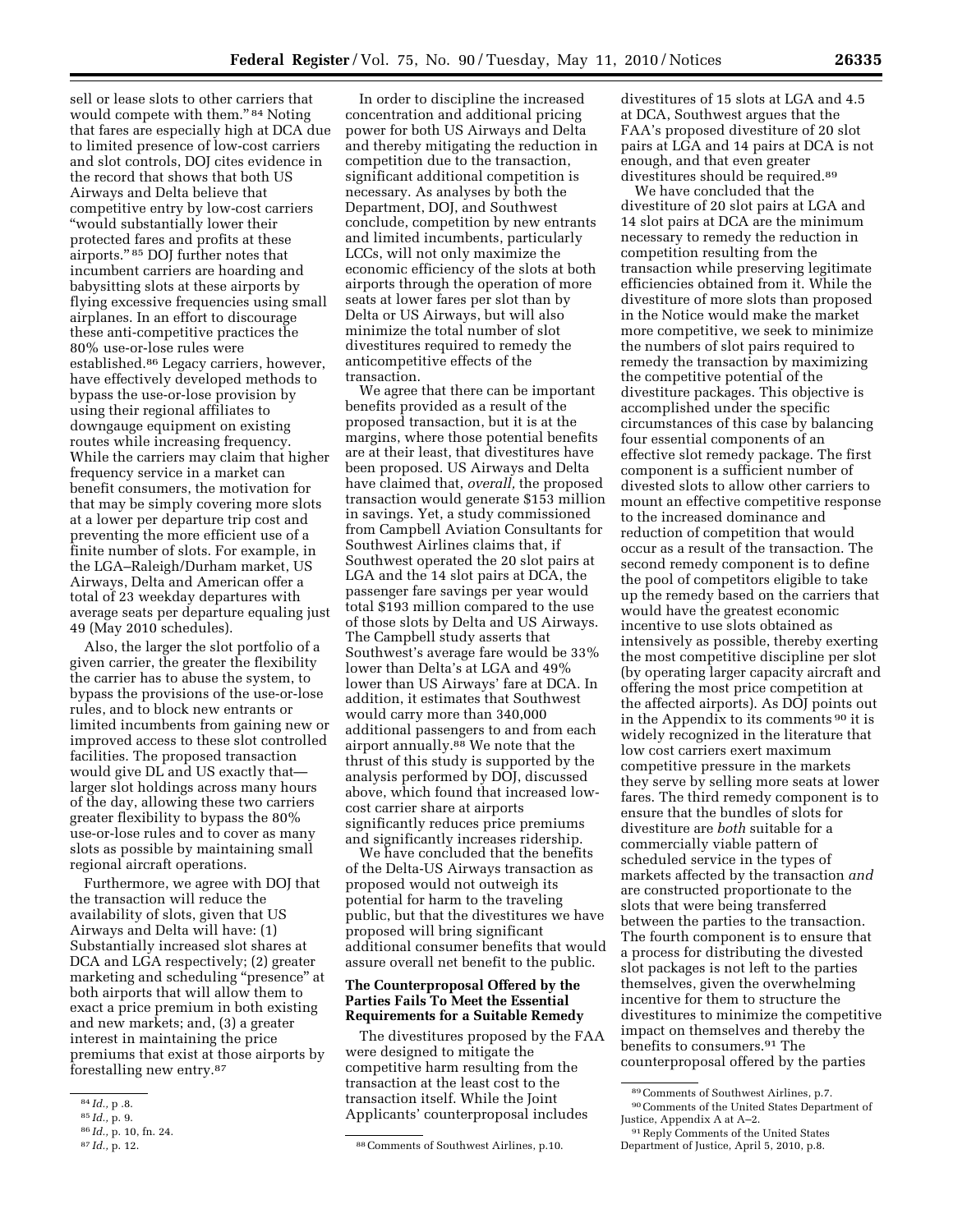sell or lease slots to other carriers that would compete with them."[84] Noting that fares are especially high at DCA due to limited presence of low-cost carriers and slot controls, DOJ cites evidence in the record that shows that both US Airways and Delta believe that competitive entry by low-cost carriers "would substantially lower their protected fares and profits at these airports."[85] DOJ further notes that incumbent carriers are hoarding and babysitting slots at these airports by flying excessive frequencies using small airplanes. In an effort to discourage these anti-competitive practices the 80% use-or-lose rules were established.[86] Legacy carriers, however, have effectively developed methods to bypass the use-or-lose provision by using their regional affiliates to downgauge equipment on existing routes while increasing frequency. While the carriers may claim that higher frequency service in a market can benefit consumers, the motivation for that may be simply covering more slots at a lower per departure trip cost and preventing the more efficient use of a finite number of slots. For example, in the LGA–Raleigh/Durham market, US Airways, Delta and American offer a total of 23 weekday departures with average seats per departure equaling just 49 (May 2010 schedules).

Also, the larger the slot portfolio of a given carrier, the greater the flexibility the carrier has to abuse the system, to bypass the provisions of the use-or-lose rules, and to block new entrants or limited incumbents from gaining new or improved access to these slot controlled facilities. The proposed transaction would give DL and US exactly that—larger slot holdings across many hours of the day, allowing these two carriers greater flexibility to bypass the 80% use-or-lose rules and to cover as many slots as possible by maintaining small regional aircraft operations.

Furthermore, we agree with DOJ that the transaction will reduce the availability of slots, given that US Airways and Delta will have: (1) Substantially increased slot shares at DCA and LGA respectively; (2) greater marketing and scheduling "presence" at both airports that will allow them to exact a price premium in both existing and new markets; and, (3) a greater interest in maintaining the price premiums that exist at those airports by forestalling new entry.[87]

In order to discipline the increased concentration and additional pricing power for both US Airways and Delta and thereby mitigating the reduction in competition due to the transaction, significant additional competition is necessary. As analyses by both the Department, DOJ, and Southwest conclude, competition by new entrants and limited incumbents, particularly LCCs, will not only maximize the economic efficiency of the slots at both airports through the operation of more seats at lower fares per slot than by Delta or US Airways, but will also minimize the total number of slot divestitures required to remedy the anticompetitive effects of the transaction.

We agree that there can be important benefits provided as a result of the proposed transaction, but it is at the margins, where those potential benefits are at their least, that divestitures have been proposed. US Airways and Delta have claimed that, *overall,* the proposed transaction would generate $153 million in savings. Yet, a study commissioned from Campbell Aviation Consultants for Southwest Airlines claims that, if Southwest operated the 20 slot pairs at LGA and the 14 slot pairs at DCA, the passenger fare savings per year would total $193 million compared to the use of those slots by Delta and US Airways. The Campbell study asserts that Southwest's average fare would be 33% lower than Delta's at LGA and 49% lower than US Airways' fare at DCA. In addition, it estimates that Southwest would carry more than 340,000 additional passengers to and from each airport annually.[88] We note that the thrust of this study is supported by the analysis performed by DOJ, discussed above, which found that increased low-cost carrier share at airports significantly reduces price premiums and significantly increases ridership.

We have concluded that the benefits of the Delta-US Airways transaction as proposed would not outweigh its potential for harm to the traveling public, but that the divestitures we have proposed will bring significant additional consumer benefits that would assure overall net benefit to the public.

**The Counterproposal Offered by the Parties Fails To Meet the Essential Requirements for a Suitable Remedy**

The divestitures proposed by the FAA were designed to mitigate the competitive harm resulting from the transaction at the least cost to the transaction itself. While the Joint Applicants' counterproposal includes divestitures of 15 slots at LGA and 4.5 at DCA, Southwest argues that the FAA's proposed divestiture of 20 slot pairs at LGA and 14 pairs at DCA is not enough, and that even greater divestitures should be required.[89]

We have concluded that the divestiture of 20 slot pairs at LGA and 14 slot pairs at DCA are the minimum necessary to remedy the reduction in competition resulting from the transaction while preserving legitimate efficiencies obtained from it. While the divestiture of more slots than proposed in the Notice would make the market more competitive, we seek to minimize the numbers of slot pairs required to remedy the transaction by maximizing the competitive potential of the divestiture packages. This objective is accomplished under the specific circumstances of this case by balancing four essential components of an effective slot remedy package. The first component is a sufficient number of divested slots to allow other carriers to mount an effective competitive response to the increased dominance and reduction of competition that would occur as a result of the transaction. The second remedy component is to define the pool of competitors eligible to take up the remedy based on the carriers that would have the greatest economic incentive to use slots obtained as intensively as possible, thereby exerting the most competitive discipline per slot (by operating larger capacity aircraft and offering the most price competition at the affected airports). As DOJ points out in the Appendix to its comments[90] it is widely recognized in the literature that low cost carriers exert maximum competitive pressure in the markets they serve by selling more seats at lower fares. The third remedy component is to ensure that the bundles of slots for divestiture are *both* suitable for a commercially viable pattern of scheduled service in the types of markets affected by the transaction *and* are constructed proportionate to the slots that were being transferred between the parties to the transaction. The fourth component is to ensure that a process for distributing the divested slot packages is not left to the parties themselves, given the overwhelming incentive for them to structure the divestitures to minimize the competitive impact on themselves and thereby the benefits to consumers.[91] The counterproposal offered by the parties

---

[84] *Id.,* p .8.

[85] *Id.,* p. 9.

[86] *Id.,* p. 10, fn. 24.

[87] *Id.,* p. 12.

[88] Comments of Southwest Airlines, p.10.

[89] Comments of Southwest Airlines, p.7.

[90] Comments of the United States Department of Justice, Appendix A at A–2.

[91] Reply Comments of the United States Department of Justice, April 5, 2010, p.8.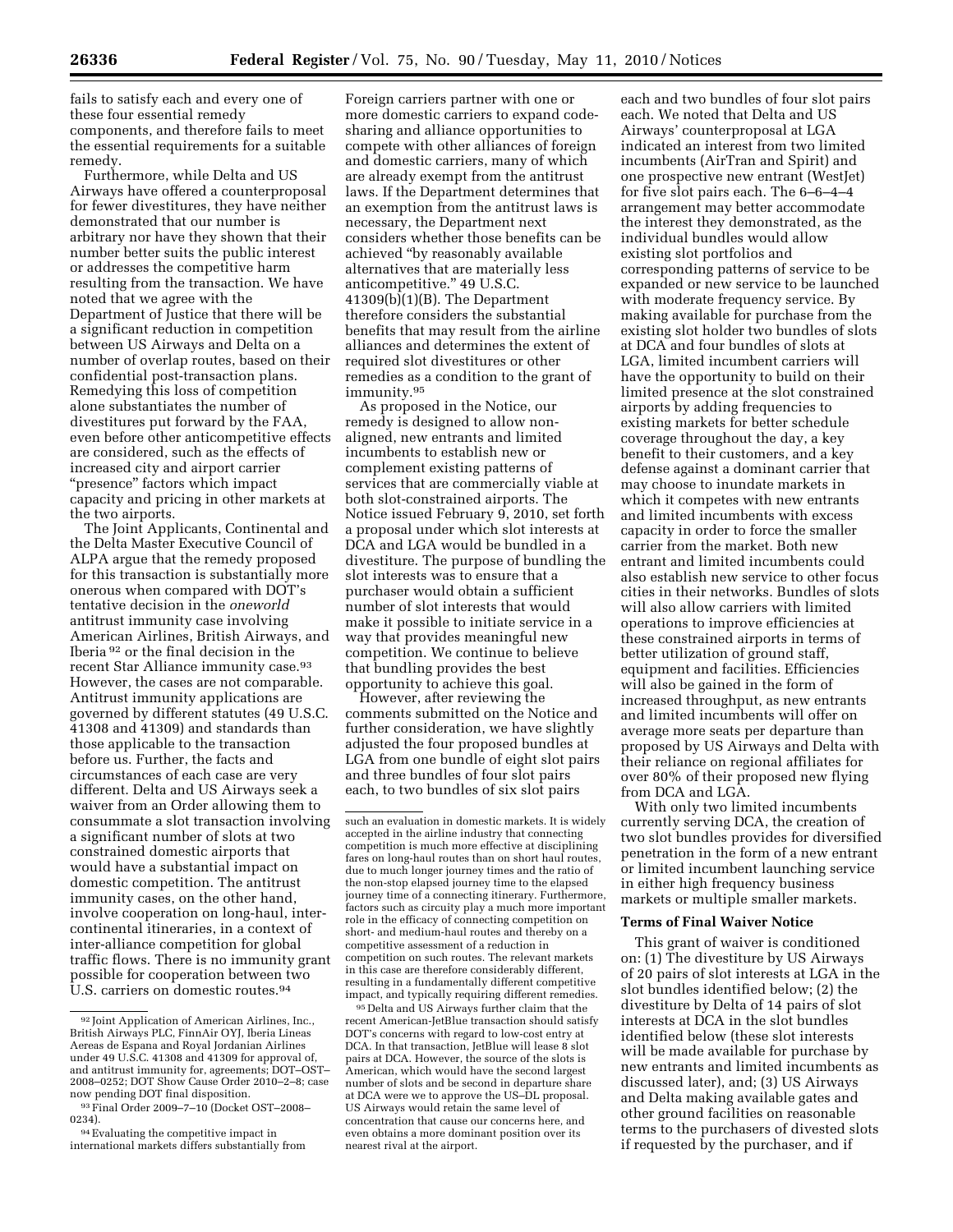fails to satisfy each and every one of these four essential remedy components, and therefore fails to meet the essential requirements for a suitable remedy.

Furthermore, while Delta and US Airways have offered a counterproposal for fewer divestitures, they have neither demonstrated that our number is arbitrary nor have they shown that their number better suits the public interest or addresses the competitive harm resulting from the transaction. We have noted that we agree with the Department of Justice that there will be a significant reduction in competition between US Airways and Delta on a number of overlap routes, based on their confidential post-transaction plans. Remedying this loss of competition alone substantiates the number of divestitures put forward by the FAA, even before other anticompetitive effects are considered, such as the effects of increased city and airport carrier "presence" factors which impact capacity and pricing in other markets at the two airports.

The Joint Applicants, Continental and the Delta Master Executive Council of ALPA argue that the remedy proposed for this transaction is substantially more onerous when compared with DOT's tentative decision in the *oneworld* antitrust immunity case involving American Airlines, British Airways, and Iberia [92] or the final decision in the recent Star Alliance immunity case.[93] However, the cases are not comparable. Antitrust immunity applications are governed by different statutes (49 U.S.C. 41308 and 41309) and standards than those applicable to the transaction before us. Further, the facts and circumstances of each case are very different. Delta and US Airways seek a waiver from an Order allowing them to consummate a slot transaction involving a significant number of slots at two constrained domestic airports that would have a substantial impact on domestic competition. The antitrust immunity cases, on the other hand, involve cooperation on long-haul, inter-continental itineraries, in a context of inter-alliance competition for global traffic flows. There is no immunity grant possible for cooperation between two U.S. carriers on domestic routes.[94]

Foreign carriers partner with one or more domestic carriers to expand code-sharing and alliance opportunities to compete with other alliances of foreign and domestic carriers, many of which are already exempt from the antitrust laws. If the Department determines that an exemption from the antitrust laws is necessary, the Department next considers whether those benefits can be achieved "by reasonably available alternatives that are materially less anticompetitive." 49 U.S.C. 41309(b)(1)(B). The Department therefore considers the substantial benefits that may result from the airline alliances and determines the extent of required slot divestitures or other remedies as a condition to the grant of immunity.[95]

As proposed in the Notice, our remedy is designed to allow non-aligned, new entrants and limited incumbents to establish new or complement existing patterns of services that are commercially viable at both slot-constrained airports. The Notice issued February 9, 2010, set forth a proposal under which slot interests at DCA and LGA would be bundled in a divestiture. The purpose of bundling the slot interests was to ensure that a purchaser would obtain a sufficient number of slot interests that would make it possible to initiate service in a way that provides meaningful new competition. We continue to believe that bundling provides the best opportunity to achieve this goal.

However, after reviewing the comments submitted on the Notice and further consideration, we have slightly adjusted the four proposed bundles at LGA from one bundle of eight slot pairs and three bundles of four slot pairs each, to two bundles of six slot pairs each and two bundles of four slot pairs each. We noted that Delta and US Airways' counterproposal at LGA indicated an interest from two limited incumbents (AirTran and Spirit) and one prospective new entrant (WestJet) for five slot pairs each. The 6–6–4–4 arrangement may better accommodate the interest they demonstrated, as the individual bundles would allow existing slot portfolios and corresponding patterns of service to be expanded or new service to be launched with moderate frequency service. By making available for purchase from the existing slot holder two bundles of slots at DCA and four bundles of slots at LGA, limited incumbent carriers will have the opportunity to build on their limited presence at the slot constrained airports by adding frequencies to existing markets for better schedule coverage throughout the day, a key benefit to their customers, and a key defense against a dominant carrier that may choose to inundate markets in which it competes with new entrants and limited incumbents with excess capacity in order to force the smaller carrier from the market. Both new entrant and limited incumbents could also establish new service to other focus cities in their networks. Bundles of slots will also allow carriers with limited operations to improve efficiencies at these constrained airports in terms of better utilization of ground staff, equipment and facilities. Efficiencies will also be gained in the form of increased throughput, as new entrants and limited incumbents will offer on average more seats per departure than proposed by US Airways and Delta with their reliance on regional affiliates for over 80% of their proposed new flying from DCA and LGA.

With only two limited incumbents currently serving DCA, the creation of two slot bundles provides for diversified penetration in the form of a new entrant or limited incumbent launching service in either high frequency business markets or multiple smaller markets.

**Terms of Final Waiver Notice**

This grant of waiver is conditioned on: (1) The divestiture by US Airways of 20 pairs of slot interests at LGA in the slot bundles identified below; (2) the divestiture by Delta of 14 pairs of slot interests at DCA in the slot bundles identified below (these slot interests will be made available for purchase by new entrants and limited incumbents as discussed later), and; (3) US Airways and Delta making available gates and other ground facilities on reasonable terms to the purchasers of divested slots if requested by the purchaser, and if

---

[92] Joint Application of American Airlines, Inc., British Airways PLC, FinnAir OYJ, Iberia Lineas Aereas de Espana and Royal Jordanian Airlines under 49 U.S.C. 41308 and 41309 for approval of, and antitrust immunity for, agreements; DOT–OST–2008–0252; DOT Show Cause Order 2010–2–8; case now pending DOT final disposition.

[93] Final Order 2009–7–10 (Docket OST–2008–0234).

[94] Evaluating the competitive impact in international markets differs substantially from such an evaluation in domestic markets. It is widely accepted in the airline industry that connecting competition is much more effective at disciplining fares on long-haul routes than on short haul routes, due to much longer journey times and the ratio of the non-stop elapsed journey time to the elapsed journey time of a connecting itinerary. Furthermore, factors such as circuity play a much more important role in the efficacy of connecting competition on short- and medium-haul routes and thereby on a competitive assessment of a reduction in competition on such routes. The relevant markets in this case are therefore considerably different, resulting in a fundamentally different competitive impact, and typically requiring different remedies.

[95] Delta and US Airways further claim that the recent American-JetBlue transaction should satisfy DOT's concerns with regard to low-cost entry at DCA. In that transaction, JetBlue will lease 8 slot pairs at DCA. However, the source of the slots is American, which would have the second largest number of slots and be second in departure share at DCA were we to approve the US–DL proposal. US Airways would retain the same level of concentration that cause our concerns here, and even obtains a more dominant position over its nearest rival at the airport.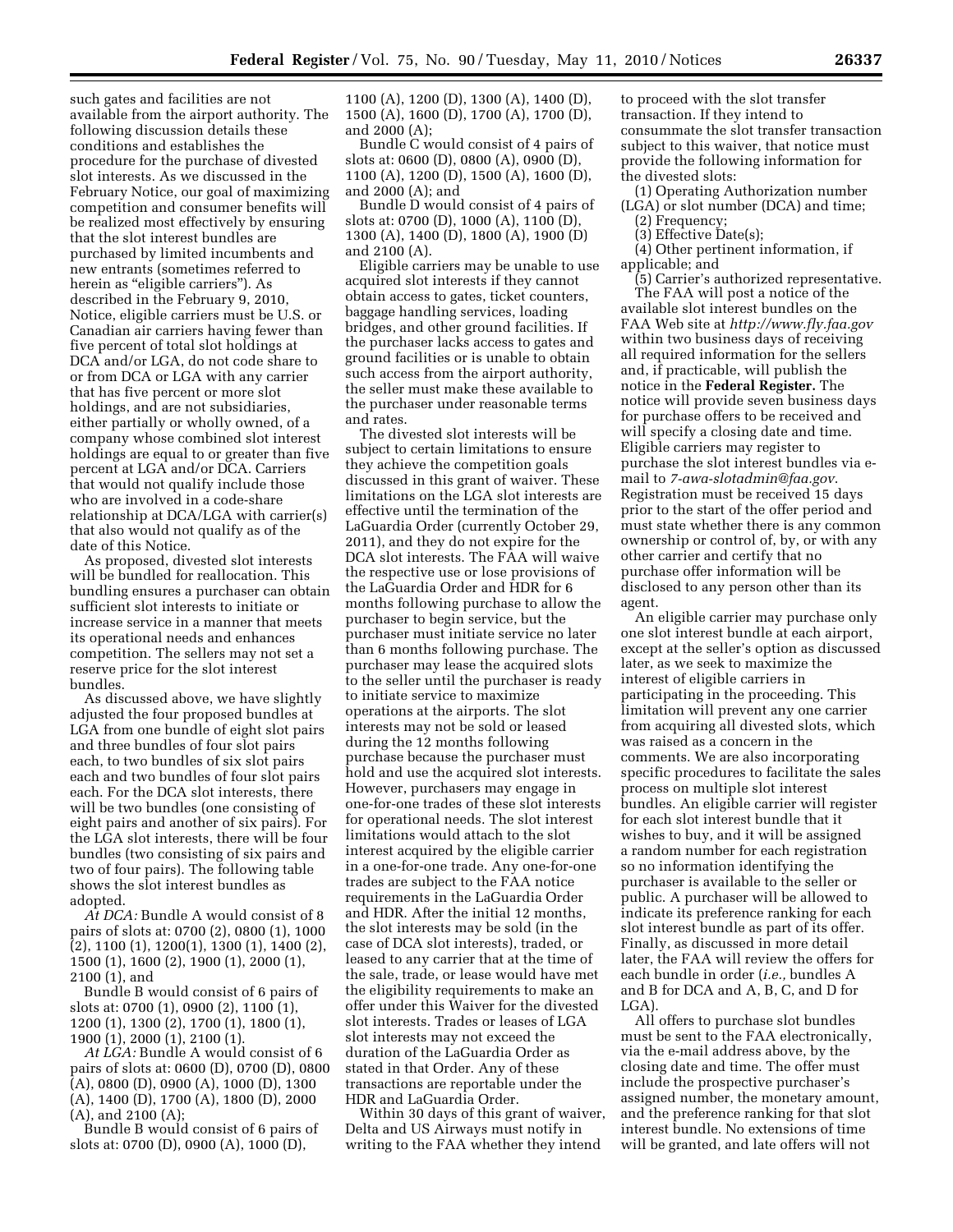such gates and facilities are not available from the airport authority. The following discussion details these conditions and establishes the procedure for the purchase of divested slot interests. As we discussed in the February Notice, our goal of maximizing competition and consumer benefits will be realized most effectively by ensuring that the slot interest bundles are purchased by limited incumbents and new entrants (sometimes referred to herein as "eligible carriers"). As described in the February 9, 2010, Notice, eligible carriers must be U.S. or Canadian air carriers having fewer than five percent of total slot holdings at DCA and/or LGA, do not code share to or from DCA or LGA with any carrier that has five percent or more slot holdings, and are not subsidiaries, either partially or wholly owned, of a company whose combined slot interest holdings are equal to or greater than five percent at LGA and/or DCA. Carriers that would not qualify include those who are involved in a code-share relationship at DCA/LGA with carrier(s) that also would not qualify as of the date of this Notice.

As proposed, divested slot interests will be bundled for reallocation. This bundling ensures a purchaser can obtain sufficient slot interests to initiate or increase service in a manner that meets its operational needs and enhances competition. The sellers may not set a reserve price for the slot interest bundles.

As discussed above, we have slightly adjusted the four proposed bundles at LGA from one bundle of eight slot pairs and three bundles of four slot pairs each, to two bundles of six slot pairs each and two bundles of four slot pairs each. For the DCA slot interests, there will be two bundles (one consisting of eight pairs and another of six pairs). For the LGA slot interests, there will be four bundles (two consisting of six pairs and two of four pairs). The following table shows the slot interest bundles as adopted.

*At DCA:* Bundle A would consist of 8 pairs of slots at: 0700 (2), 0800 (1), 1000 (2), 1100 (1), 1200(1), 1300 (1), 1400 (2), 1500 (1), 1600 (2), 1900 (1), 2000 (1), 2100 (1), and

Bundle B would consist of 6 pairs of slots at: 0700 (1), 0900 (2), 1100 (1), 1200 (1), 1300 (2), 1700 (1), 1800 (1), 1900 (1), 2000 (1), 2100 (1).

*At LGA:* Bundle A would consist of 6 pairs of slots at: 0600 (D), 0700 (D), 0800 (A), 0800 (D), 0900 (A), 1000 (D), 1300 (A), 1400 (D), 1700 (A), 1800 (D), 2000 (A), and 2100 (A);

Bundle B would consist of 6 pairs of slots at: 0700 (D), 0900 (A), 1000 (D), 1100 (A), 1200 (D), 1300 (A), 1400 (D), 1500 (A), 1600 (D), 1700 (A), 1700 (D), and 2000 (A);

Bundle C would consist of 4 pairs of slots at: 0600 (D), 0800 (A), 0900 (D), 1100 (A), 1200 (D), 1500 (A), 1600 (D), and 2000 (A); and

Bundle D would consist of 4 pairs of slots at: 0700 (D), 1000 (A), 1100 (D), 1300 (A), 1400 (D), 1800 (A), 1900 (D) and 2100 (A).

Eligible carriers may be unable to use acquired slot interests if they cannot obtain access to gates, ticket counters, baggage handling services, loading bridges, and other ground facilities. If the purchaser lacks access to gates and ground facilities or is unable to obtain such access from the airport authority, the seller must make these available to the purchaser under reasonable terms and rates.

The divested slot interests will be subject to certain limitations to ensure they achieve the competition goals discussed in this grant of waiver. These limitations on the LGA slot interests are effective until the termination of the LaGuardia Order (currently October 29, 2011), and they do not expire for the DCA slot interests. The FAA will waive the respective use or lose provisions of the LaGuardia Order and HDR for 6 months following purchase to allow the purchaser to begin service, but the purchaser must initiate service no later than 6 months following purchase. The purchaser may lease the acquired slots to the seller until the purchaser is ready to initiate service to maximize operations at the airports. The slot interests may not be sold or leased during the 12 months following purchase because the purchaser must hold and use the acquired slot interests. However, purchasers may engage in one-for-one trades of these slot interests for operational needs. The slot interest limitations would attach to the slot interest acquired by the eligible carrier in a one-for-one trade. Any one-for-one trades are subject to the FAA notice requirements in the LaGuardia Order and HDR. After the initial 12 months, the slot interests may be sold (in the case of DCA slot interests), traded, or leased to any carrier that at the time of the sale, trade, or lease would have met the eligibility requirements to make an offer under this Waiver for the divested slot interests. Trades or leases of LGA slot interests may not exceed the duration of the LaGuardia Order as stated in that Order. Any of these transactions are reportable under the HDR and LaGuardia Order.

Within 30 days of this grant of waiver, Delta and US Airways must notify in writing to the FAA whether they intend to proceed with the slot transfer transaction. If they intend to consummate the slot transfer transaction subject to this waiver, that notice must provide the following information for the divested slots:

(1) Operating Authorization number (LGA) or slot number (DCA) and time;
(2) Frequency;
(3) Effective Date(s);
(4) Other pertinent information, if applicable; and
(5) Carrier's authorized representative.

The FAA will post a notice of the available slot interest bundles on the FAA Web site at *http://www.fly.faa.gov* within two business days of receiving all required information for the sellers and, if practicable, will publish the notice in the **Federal Register.** The notice will provide seven business days for purchase offers to be received and will specify a closing date and time. Eligible carriers may register to purchase the slot interest bundles via e-mail to *7-awa-slotadmin@faa.gov*. Registration must be received 15 days prior to the start of the offer period and must state whether there is any common ownership or control of, by, or with any other carrier and certify that no purchase offer information will be disclosed to any person other than its agent.

An eligible carrier may purchase only one slot interest bundle at each airport, except at the seller's option as discussed later, as we seek to maximize the interest of eligible carriers in participating in the proceeding. This limitation will prevent any one carrier from acquiring all divested slots, which was raised as a concern in the comments. We are also incorporating specific procedures to facilitate the sales process on multiple slot interest bundles. An eligible carrier will register for each slot interest bundle that it wishes to buy, and it will be assigned a random number for each registration so no information identifying the purchaser is available to the seller or public. A purchaser will be allowed to indicate its preference ranking for each slot interest bundle as part of its offer. Finally, as discussed in more detail later, the FAA will review the offers for each bundle in order (*i.e.,* bundles A and B for DCA and A, B, C, and D for LGA).

All offers to purchase slot bundles must be sent to the FAA electronically, via the e-mail address above, by the closing date and time. The offer must include the prospective purchaser's assigned number, the monetary amount, and the preference ranking for that slot interest bundle. No extensions of time will be granted, and late offers will not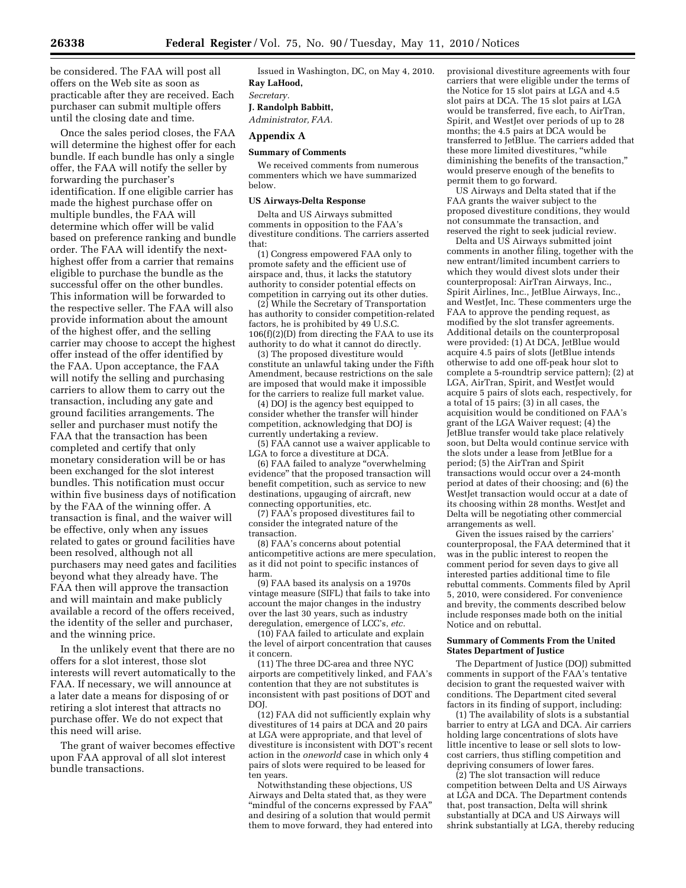be considered. The FAA will post all offers on the Web site as soon as practicable after they are received. Each purchaser can submit multiple offers until the closing date and time.

Once the sales period closes, the FAA will determine the highest offer for each bundle. If each bundle has only a single offer, the FAA will notify the seller by forwarding the purchaser's identification. If one eligible carrier has made the highest purchase offer on multiple bundles, the FAA will determine which offer will be valid based on preference ranking and bundle order. The FAA will identify the next-highest offer from a carrier that remains eligible to purchase the bundle as the successful offer on the other bundles. This information will be forwarded to the respective seller. The FAA will also provide information about the amount of the highest offer, and the selling carrier may choose to accept the highest offer instead of the offer identified by the FAA. Upon acceptance, the FAA will notify the selling and purchasing carriers to allow them to carry out the transaction, including any gate and ground facilities arrangements. The seller and purchaser must notify the FAA that the transaction has been completed and certify that only monetary consideration will be or has been exchanged for the slot interest bundles. This notification must occur within five business days of notification by the FAA of the winning offer. A transaction is final, and the waiver will be effective, only when any issues related to gates or ground facilities have been resolved, although not all purchasers may need gates and facilities beyond what they already have. The FAA then will approve the transaction and will maintain and make publicly available a record of the offers received, the identity of the seller and purchaser, and the winning price.

In the unlikely event that there are no offers for a slot interest, those slot interests will revert automatically to the FAA. If necessary, we will announce at a later date a means for disposing of or retiring a slot interest that attracts no purchase offer. We do not expect that this need will arise.

The grant of waiver becomes effective upon FAA approval of all slot interest bundle transactions.

Issued in Washington, DC, on May 4, 2010.

**Ray LaHood,**

*Secretary.*

**J. Randolph Babbitt,**

*Administrator, FAA.*

## Appendix A

### Summary of Comments

We received comments from numerous commenters which we have summarized below.

#### US Airways-Delta Response

Delta and US Airways submitted comments in opposition to the FAA's divestiture conditions. The carriers asserted that:

(1) Congress empowered FAA only to promote safety and the efficient use of airspace and, thus, it lacks the statutory authority to consider potential effects on competition in carrying out its other duties.

(2) While the Secretary of Transportation has authority to consider competition-related factors, he is prohibited by 49 U.S.C. 106(f)(2)(D) from directing the FAA to use its authority to do what it cannot do directly.

(3) The proposed divestiture would constitute an unlawful taking under the Fifth Amendment, because restrictions on the sale are imposed that would make it impossible for the carriers to realize full market value.

(4) DOJ is the agency best equipped to consider whether the transfer will hinder competition, acknowledging that DOJ is currently undertaking a review.

(5) FAA cannot use a waiver applicable to LGA to force a divestiture at DCA.

(6) FAA failed to analyze "overwhelming evidence" that the proposed transaction will benefit competition, such as service to new destinations, upgauging of aircraft, new connecting opportunities, etc.

(7) FAA's proposed divestitures fail to consider the integrated nature of the transaction.

(8) FAA's concerns about potential anticompetitive actions are mere speculation, as it did not point to specific instances of harm.

(9) FAA based its analysis on a 1970s vintage measure (SIFL) that fails to take into account the major changes in the industry over the last 30 years, such as industry deregulation, emergence of LCC's, *etc.*

(10) FAA failed to articulate and explain the level of airport concentration that causes it concern.

(11) The three DC-area and three NYC airports are competitively linked, and FAA's contention that they are not substitutes is inconsistent with past positions of DOT and DOJ.

(12) FAA did not sufficiently explain why divestitures of 14 pairs at DCA and 20 pairs at LGA were appropriate, and that level of divestiture is inconsistent with DOT's recent action in the *oneworld* case in which only 4 pairs of slots were required to be leased for ten years.

Notwithstanding these objections, US Airways and Delta stated that, as they were "mindful of the concerns expressed by FAA" and desiring of a solution that would permit them to move forward, they had entered into provisional divestiture agreements with four carriers that were eligible under the terms of the Notice for 15 slot pairs at LGA and 4.5 slot pairs at DCA. The 15 slot pairs at LGA would be transferred, five each, to AirTran, Spirit, and WestJet over periods of up to 28 months; the 4.5 pairs at DCA would be transferred to JetBlue. The carriers added that these more limited divestitures, "while diminishing the benefits of the transaction," would preserve enough of the benefits to permit them to go forward.

US Airways and Delta stated that if the FAA grants the waiver subject to the proposed divestiture conditions, they would not consummate the transaction, and reserved the right to seek judicial review.

Delta and US Airways submitted joint comments in another filing, together with the new entrant/limited incumbent carriers to which they would divest slots under their counterproposal: AirTran Airways, Inc., Spirit Airlines, Inc., JetBlue Airways, Inc., and WestJet, Inc. These commenters urge the FAA to approve the pending request, as modified by the slot transfer agreements. Additional details on the counterproposal were provided: (1) At DCA, JetBlue would acquire 4.5 pairs of slots (JetBlue intends otherwise to add one off-peak hour slot to complete a 5-roundtrip service pattern); (2) at LGA, AirTran, Spirit, and WestJet would acquire 5 pairs of slots each, respectively, for a total of 15 pairs; (3) in all cases, the acquisition would be conditioned on FAA's grant of the LGA Waiver request; (4) the JetBlue transfer would take place relatively soon, but Delta would continue service with the slots under a lease from JetBlue for a period; (5) the AirTran and Spirit transactions would occur over a 24-month period at dates of their choosing; and (6) the WestJet transaction would occur at a date of its choosing within 28 months. WestJet and Delta will be negotiating other commercial arrangements as well.

Given the issues raised by the carriers' counterproposal, the FAA determined that it was in the public interest to reopen the comment period for seven days to give all interested parties additional time to file rebuttal comments. Comments filed by April 5, 2010, were considered. For convenience and brevity, the comments described below include responses made both on the initial Notice and on rebuttal.

#### Summary of Comments From the United States Department of Justice

The Department of Justice (DOJ) submitted comments in support of the FAA's tentative decision to grant the requested waiver with conditions. The Department cited several factors in its finding of support, including:

(1) The availability of slots is a substantial barrier to entry at LGA and DCA. Air carriers holding large concentrations of slots have little incentive to lease or sell slots to low-cost carriers, thus stifling competition and depriving consumers of lower fares.

(2) The slot transaction will reduce competition between Delta and US Airways at LGA and DCA. The Department contends that, post transaction, Delta will shrink substantially at DCA and US Airways will shrink substantially at LGA, thereby reducing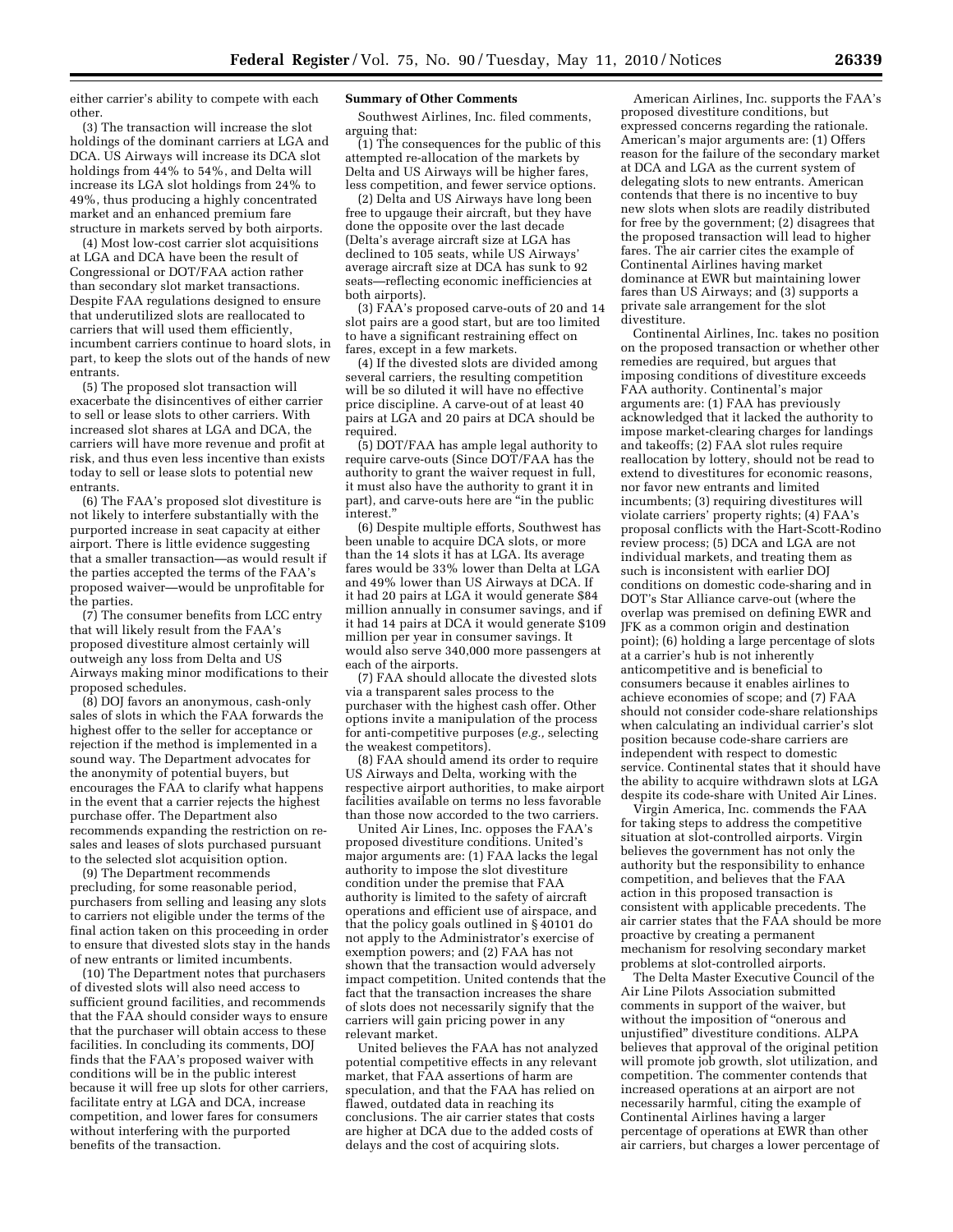either carrier's ability to compete with each other.

(3) The transaction will increase the slot holdings of the dominant carriers at LGA and DCA. US Airways will increase its DCA slot holdings from 44% to 54%, and Delta will increase its LGA slot holdings from 24% to 49%, thus producing a highly concentrated market and an enhanced premium fare structure in markets served by both airports.

(4) Most low-cost carrier slot acquisitions at LGA and DCA have been the result of Congressional or DOT/FAA action rather than secondary slot market transactions. Despite FAA regulations designed to ensure that underutilized slots are reallocated to carriers that will used them efficiently, incumbent carriers continue to hoard slots, in part, to keep the slots out of the hands of new entrants.

(5) The proposed slot transaction will exacerbate the disincentives of either carrier to sell or lease slots to other carriers. With increased slot shares at LGA and DCA, the carriers will have more revenue and profit at risk, and thus even less incentive than exists today to sell or lease slots to potential new entrants.

(6) The FAA's proposed slot divestiture is not likely to interfere substantially with the purported increase in seat capacity at either airport. There is little evidence suggesting that a smaller transaction—as would result if the parties accepted the terms of the FAA's proposed waiver—would be unprofitable for the parties.

(7) The consumer benefits from LCC entry that will likely result from the FAA's proposed divestiture almost certainly will outweigh any loss from Delta and US Airways making minor modifications to their proposed schedules.

(8) DOJ favors an anonymous, cash-only sales of slots in which the FAA forwards the highest offer to the seller for acceptance or rejection if the method is implemented in a sound way. The Department advocates for the anonymity of potential buyers, but encourages the FAA to clarify what happens in the event that a carrier rejects the highest purchase offer. The Department also recommends expanding the restriction on re-sales and leases of slots purchased pursuant to the selected slot acquisition option.

(9) The Department recommends precluding, for some reasonable period, purchasers from selling and leasing any slots to carriers not eligible under the terms of the final action taken on this proceeding in order to ensure that divested slots stay in the hands of new entrants or limited incumbents.

(10) The Department notes that purchasers of divested slots will also need access to sufficient ground facilities, and recommends that the FAA should consider ways to ensure that the purchaser will obtain access to these facilities. In concluding its comments, DOJ finds that the FAA's proposed waiver with conditions will be in the public interest because it will free up slots for other carriers, facilitate entry at LGA and DCA, increase competition, and lower fares for consumers without interfering with the purported benefits of the transaction.

**Summary of Other Comments**

Southwest Airlines, Inc. filed comments, arguing that:

(1) The consequences for the public of this attempted re-allocation of the markets by Delta and US Airways will be higher fares, less competition, and fewer service options.

(2) Delta and US Airways have long been free to upgauge their aircraft, but they have done the opposite over the last decade (Delta's average aircraft size at LGA has declined to 105 seats, while US Airways' average aircraft size at DCA has sunk to 92 seats—reflecting economic inefficiencies at both airports).

(3) FAA's proposed carve-outs of 20 and 14 slot pairs are a good start, but are too limited to have a significant restraining effect on fares, except in a few markets.

(4) If the divested slots are divided among several carriers, the resulting competition will be so diluted it will have no effective price discipline. A carve-out of at least 40 pairs at LGA and 20 pairs at DCA should be required.

(5) DOT/FAA has ample legal authority to require carve-outs (Since DOT/FAA has the authority to grant the waiver request in full, it must also have the authority to grant it in part), and carve-outs here are "in the public interest."

(6) Despite multiple efforts, Southwest has been unable to acquire DCA slots, or more than the 14 slots it has at LGA. Its average fares would be 33% lower than Delta at LGA and 49% lower than US Airways at DCA. If it had 20 pairs at LGA it would generate $84 million annually in consumer savings, and if it had 14 pairs at DCA it would generate $109 million per year in consumer savings. It would also serve 340,000 more passengers at each of the airports.

(7) FAA should allocate the divested slots via a transparent sales process to the purchaser with the highest cash offer. Other options invite a manipulation of the process for anti-competitive purposes (*e.g.,* selecting the weakest competitors).

(8) FAA should amend its order to require US Airways and Delta, working with the respective airport authorities, to make airport facilities available on terms no less favorable than those now accorded to the two carriers.

United Air Lines, Inc. opposes the FAA's proposed divestiture conditions. United's major arguments are: (1) FAA lacks the legal authority to impose the slot divestiture condition under the premise that FAA authority is limited to the safety of aircraft operations and efficient use of airspace, and that the policy goals outlined in § 40101 do not apply to the Administrator's exercise of exemption powers; and (2) FAA has not shown that the transaction would adversely impact competition. United contends that the fact that the transaction increases the share of slots does not necessarily signify that the carriers will gain pricing power in any relevant market.

United believes the FAA has not analyzed potential competitive effects in any relevant market, that FAA assertions of harm are speculation, and that the FAA has relied on flawed, outdated data in reaching its conclusions. The air carrier states that costs are higher at DCA due to the added costs of delays and the cost of acquiring slots.

American Airlines, Inc. supports the FAA's proposed divestiture conditions, but expressed concerns regarding the rationale. American's major arguments are: (1) Offers reason for the failure of the secondary market at DCA and LGA as the current system of delegating slots to new entrants. American contends that there is no incentive to buy new slots when slots are readily distributed for free by the government; (2) disagrees that the proposed transaction will lead to higher fares. The air carrier cites the example of Continental Airlines having market dominance at EWR but maintaining lower fares than US Airways; and (3) supports a private sale arrangement for the slot divestiture.

Continental Airlines, Inc. takes no position on the proposed transaction or whether other remedies are required, but argues that imposing conditions of divestiture exceeds FAA authority. Continental's major arguments are: (1) FAA has previously acknowledged that it lacked the authority to impose market-clearing charges for landings and takeoffs; (2) FAA slot rules require reallocation by lottery, should not be read to extend to divestitures for economic reasons, nor favor new entrants and limited incumbents; (3) requiring divestitures will violate carriers' property rights; (4) FAA's proposal conflicts with the Hart-Scott-Rodino review process; (5) DCA and LGA are not individual markets, and treating them as such is inconsistent with earlier DOJ conditions on domestic code-sharing and in DOT's Star Alliance carve-out (where the overlap was premised on defining EWR and JFK as a common origin and destination point); (6) holding a large percentage of slots at a carrier's hub is not inherently anticompetitive and is beneficial to consumers because it enables airlines to achieve economies of scope; and (7) FAA should not consider code-share relationships when calculating an individual carrier's slot position because code-share carriers are independent with respect to domestic service. Continental states that it should have the ability to acquire withdrawn slots at LGA despite its code-share with United Air Lines.

Virgin America, Inc. commends the FAA for taking steps to address the competitive situation at slot-controlled airports. Virgin believes the government has not only the authority but the responsibility to enhance competition, and believes that the FAA action in this proposed transaction is consistent with applicable precedents. The air carrier states that the FAA should be more proactive by creating a permanent mechanism for resolving secondary market problems at slot-controlled airports.

The Delta Master Executive Council of the Air Line Pilots Association submitted comments in support of the waiver, but without the imposition of "onerous and unjustified" divestiture conditions. ALPA believes that approval of the original petition will promote job growth, slot utilization, and competition. The commenter contends that increased operations at an airport are not necessarily harmful, citing the example of Continental Airlines having a larger percentage of operations at EWR than other air carriers, but charges a lower percentage of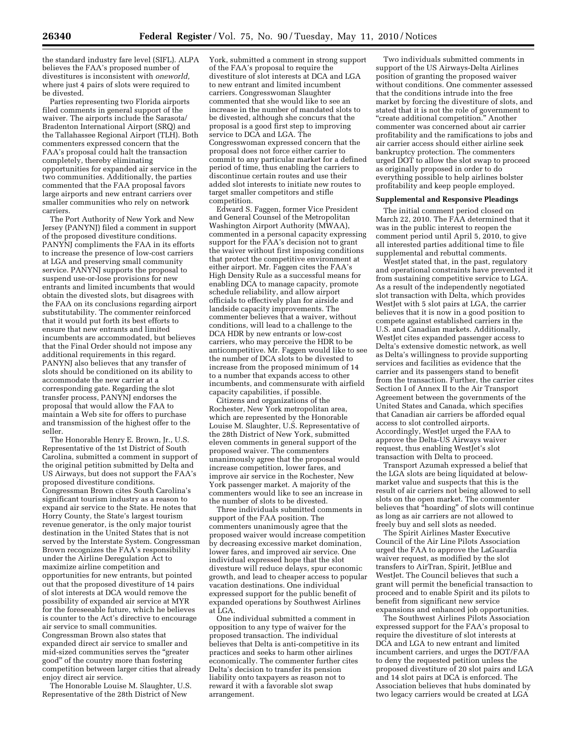the standard industry fare level (SIFL). ALPA believes the FAA's proposed number of divestitures is inconsistent with *oneworld,* where just 4 pairs of slots were required to be divested.

Parties representing two Florida airports filed comments in general support of the waiver. The airports include the Sarasota/Bradenton International Airport (SRQ) and the Tallahassee Regional Airport (TLH). Both commenters expressed concern that the FAA's proposal could halt the transaction completely, thereby eliminating opportunities for expanded air service in the two communities. Additionally, the parties commented that the FAA proposal favors large airports and new entrant carriers over smaller communities who rely on network carriers.

The Port Authority of New York and New Jersey (PANYNJ) filed a comment in support of the proposed divestiture conditions. PANYNJ compliments the FAA in its efforts to increase the presence of low-cost carriers at LGA and preserving small community service. PANYNJ supports the proposal to suspend use-or-lose provisions for new entrants and limited incumbents that would obtain the divested slots, but disagrees with the FAA on its conclusions regarding airport substitutability. The commenter reinforced that it would put forth its best efforts to ensure that new entrants and limited incumbents are accommodated, but believes that the Final Order should not impose any additional requirements in this regard. PANYNJ also believes that any transfer of slots should be conditioned on its ability to accommodate the new carrier at a corresponding gate. Regarding the slot transfer process, PANYNJ endorses the proposal that would allow the FAA to maintain a Web site for offers to purchase and transmission of the highest offer to the seller.

The Honorable Henry E. Brown, Jr., U.S. Representative of the 1st District of South Carolina, submitted a comment in support of the original petition submitted by Delta and US Airways, but does not support the FAA's proposed divestiture conditions. Congressman Brown cites South Carolina's significant tourism industry as a reason to expand air service to the State. He notes that Horry County, the State's largest tourism revenue generator, is the only major tourist destination in the United States that is not served by the Interstate System. Congressman Brown recognizes the FAA's responsibility under the Airline Deregulation Act to maximize airline competition and opportunities for new entrants, but pointed out that the proposed divestiture of 14 pairs of slot interests at DCA would remove the possibility of expanded air service at MYR for the foreseeable future, which he believes is counter to the Act's directive to encourage air service to small communities. Congressman Brown also states that expanded direct air service to smaller and mid-sized communities serves the "greater good" of the country more than fostering competition between larger cities that already enjoy direct air service.

The Honorable Louise M. Slaughter, U.S. Representative of the 28th District of New York, submitted a comment in strong support of the FAA's proposal to require the divestiture of slot interests at DCA and LGA to new entrant and limited incumbent carriers. Congresswoman Slaughter commented that she would like to see an increase in the number of mandated slots to be divested, although she concurs that the proposal is a good first step to improving service to DCA and LGA. The Congresswoman expressed concern that the proposal does not force either carrier to commit to any particular market for a defined period of time, thus enabling the carriers to discontinue certain routes and use their added slot interests to initiate new routes to target smaller competitors and stifle competition.

Edward S. Faggen, former Vice President and General Counsel of the Metropolitan Washington Airport Authority (MWAA), commented in a personal capacity expressing support for the FAA's decision not to grant the waiver without first imposing conditions that protect the competitive environment at either airport. Mr. Faggen cites the FAA's High Density Rule as a successful means for enabling DCA to manage capacity, promote schedule reliability, and allow airport officials to effectively plan for airside and landside capacity improvements. The commenter believes that a waiver, without conditions, will lead to a challenge to the DCA HDR by new entrants or low-cost carriers, who may perceive the HDR to be anticompetitive. Mr. Faggen would like to see the number of DCA slots to be divested to increase from the proposed minimum of 14 to a number that expands access to other incumbents, and commensurate with airfield capacity capabilities, if possible.

Citizens and organizations of the Rochester, New York metropolitan area, which are represented by the Honorable Louise M. Slaughter, U.S. Representative of the 28th District of New York, submitted eleven comments in general support of the proposed waiver. The commenters unanimously agree that the proposal would increase competition, lower fares, and improve air service in the Rochester, New York passenger market. A majority of the commenters would like to see an increase in the number of slots to be divested.

Three individuals submitted comments in support of the FAA position. The commenters unanimously agree that the proposed waiver would increase competition by decreasing excessive market domination, lower fares, and improved air service. One individual expressed hope that the slot divesture will reduce delays, spur economic growth, and lead to cheaper access to popular vacation destinations. One individual expressed support for the public benefit of expanded operations by Southwest Airlines at LGA.

One individual submitted a comment in opposition to any type of waiver for the proposed transaction. The individual believes that Delta is anti-competitive in its practices and seeks to harm other airlines economically. The commenter further cites Delta's decision to transfer its pension liability onto taxpayers as reason not to reward it with a favorable slot swap arrangement.

Two individuals submitted comments in support of the US Airways-Delta Airlines position of granting the proposed waiver without conditions. One commenter assessed that the conditions intrude into the free market by forcing the divestiture of slots, and stated that it is not the role of government to "create additional competition." Another commenter was concerned about air carrier profitability and the ramifications to jobs and air carrier access should either airline seek bankruptcy protection. The commenters urged DOT to allow the slot swap to proceed as originally proposed in order to do everything possible to help airlines bolster profitability and keep people employed.

**Supplemental and Responsive Pleadings**

The initial comment period closed on March 22, 2010. The FAA determined that it was in the public interest to reopen the comment period until April 5, 2010, to give all interested parties additional time to file supplemental and rebuttal comments.

WestJet stated that, in the past, regulatory and operational constraints have prevented it from sustaining competitive service to LGA. As a result of the independently negotiated slot transaction with Delta, which provides WestJet with 5 slot pairs at LGA, the carrier believes that it is now in a good position to compete against established carriers in the U.S. and Canadian markets. Additionally, WestJet cites expanded passenger access to Delta's extensive domestic network, as well as Delta's willingness to provide supporting services and facilities as evidence that the carrier and its passengers stand to benefit from the transaction. Further, the carrier cites Section I of Annex II to the Air Transport Agreement between the governments of the United States and Canada, which specifies that Canadian air carriers be afforded equal access to slot controlled airports. Accordingly, WestJet urged the FAA to approve the Delta-US Airways waiver request, thus enabling WestJet's slot transaction with Delta to proceed.

Transport Azumah expressed a belief that the LGA slots are being liquidated at below-market value and suspects that this is the result of air carriers not being allowed to sell slots on the open market. The commenter believes that "hoarding" of slots will continue as long as air carriers are not allowed to freely buy and sell slots as needed.

The Spirit Airlines Master Executive Council of the Air Line Pilots Association urged the FAA to approve the LaGuardia waiver request, as modified by the slot transfers to AirTran, Spirit, JetBlue and WestJet. The Council believes that such a grant will permit the beneficial transaction to proceed and to enable Spirit and its pilots to benefit from significant new service expansions and enhanced job opportunities.

The Southwest Airlines Pilots Association expressed support for the FAA's proposal to require the divestiture of slot interests at DCA and LGA to new entrant and limited incumbent carriers, and urges the DOT/FAA to deny the requested petition unless the proposed divestiture of 20 slot pairs and LGA and 14 slot pairs at DCA is enforced. The Association believes that hubs dominated by two legacy carriers would be created at LGA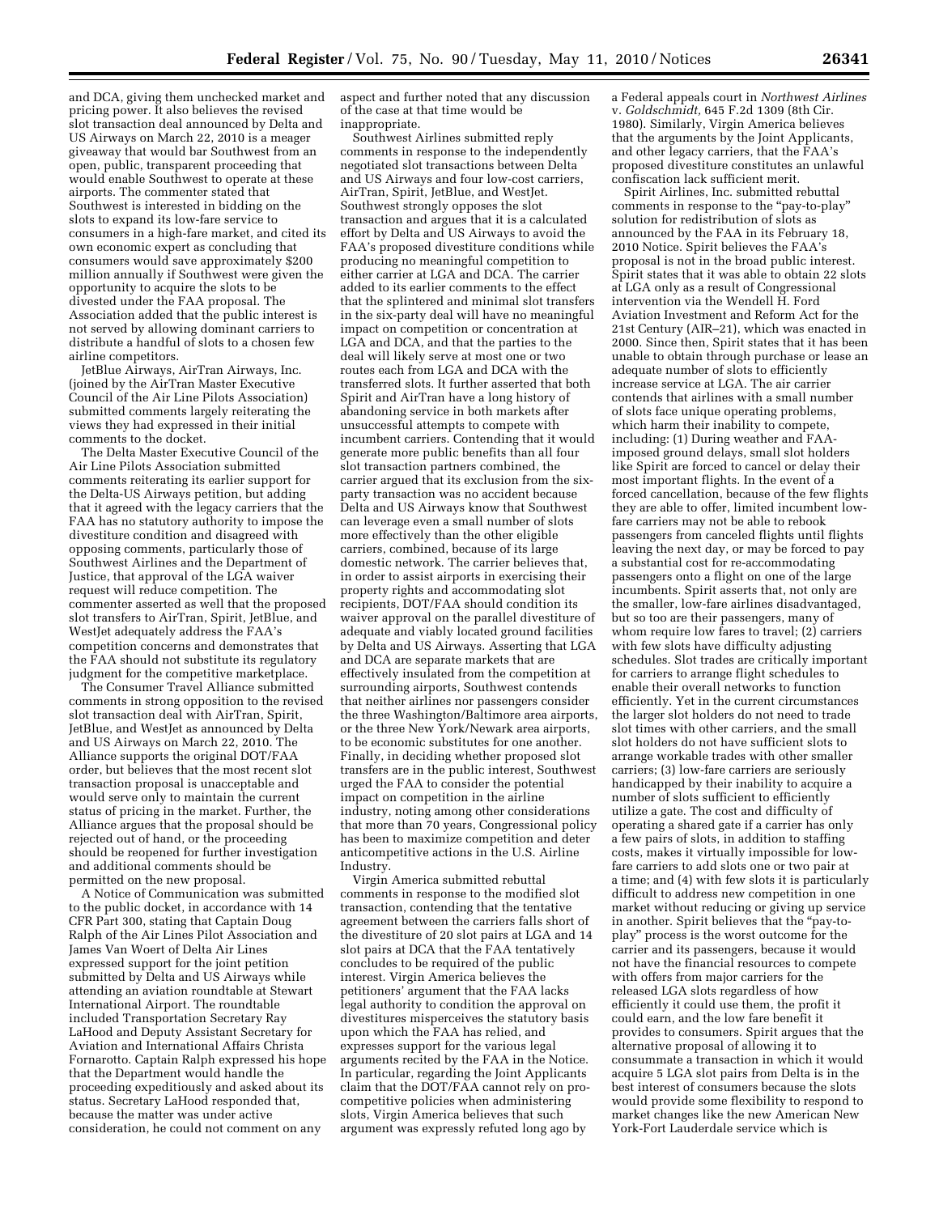and DCA, giving them unchecked market and pricing power. It also believes the revised slot transaction deal announced by Delta and US Airways on March 22, 2010 is a meager giveaway that would bar Southwest from an open, public, transparent proceeding that would enable Southwest to operate at these airports. The commenter stated that Southwest is interested in bidding on the slots to expand its low-fare service to consumers in a high-fare market, and cited its own economic expert as concluding that consumers would save approximately $200 million annually if Southwest were given the opportunity to acquire the slots to be divested under the FAA proposal. The Association added that the public interest is not served by allowing dominant carriers to distribute a handful of slots to a chosen few airline competitors.

JetBlue Airways, AirTran Airways, Inc. (joined by the AirTran Master Executive Council of the Air Line Pilots Association) submitted comments largely reiterating the views they had expressed in their initial comments to the docket.

The Delta Master Executive Council of the Air Line Pilots Association submitted comments reiterating its earlier support for the Delta-US Airways petition, but adding that it agreed with the legacy carriers that the FAA has no statutory authority to impose the divestiture condition and disagreed with opposing comments, particularly those of Southwest Airlines and the Department of Justice, that approval of the LGA waiver request will reduce competition. The commenter asserted as well that the proposed slot transfers to AirTran, Spirit, JetBlue, and WestJet adequately address the FAA's competition concerns and demonstrates that the FAA should not substitute its regulatory judgment for the competitive marketplace.

The Consumer Travel Alliance submitted comments in strong opposition to the revised slot transaction deal with AirTran, Spirit, JetBlue, and WestJet as announced by Delta and US Airways on March 22, 2010. The Alliance supports the original DOT/FAA order, but believes that the most recent slot transaction proposal is unacceptable and would serve only to maintain the current status of pricing in the market. Further, the Alliance argues that the proposal should be rejected out of hand, or the proceeding should be reopened for further investigation and additional comments should be permitted on the new proposal.

A Notice of Communication was submitted to the public docket, in accordance with 14 CFR Part 300, stating that Captain Doug Ralph of the Air Lines Pilot Association and James Van Woert of Delta Air Lines expressed support for the joint petition submitted by Delta and US Airways while attending an aviation roundtable at Stewart International Airport. The roundtable included Transportation Secretary Ray LaHood and Deputy Assistant Secretary for Aviation and International Affairs Christa Fornarotto. Captain Ralph expressed his hope that the Department would handle the proceeding expeditiously and asked about its status. Secretary LaHood responded that, because the matter was under active consideration, he could not comment on any aspect and further noted that any discussion of the case at that time would be inappropriate.

Southwest Airlines submitted reply comments in response to the independently negotiated slot transactions between Delta and US Airways and four low-cost carriers, AirTran, Spirit, JetBlue, and WestJet. Southwest strongly opposes the slot transaction and argues that it is a calculated effort by Delta and US Airways to avoid the FAA's proposed divestiture conditions while producing no meaningful competition to either carrier at LGA and DCA. The carrier added to its earlier comments to the effect that the splintered and minimal slot transfers in the six-party deal will have no meaningful impact on competition or concentration at LGA and DCA, and that the parties to the deal will likely serve at most one or two routes each from LGA and DCA with the transferred slots. It further asserted that both Spirit and AirTran have a long history of abandoning service in both markets after unsuccessful attempts to compete with incumbent carriers. Contending that it would generate more public benefits than all four slot transaction partners combined, the carrier argued that its exclusion from the six-party transaction was no accident because Delta and US Airways know that Southwest can leverage even a small number of slots more effectively than the other eligible carriers, combined, because of its large domestic network. The carrier believes that, in order to assist airports in exercising their property rights and accommodating slot recipients, DOT/FAA should condition its waiver approval on the parallel divestiture of adequate and viably located ground facilities by Delta and US Airways. Asserting that LGA and DCA are separate markets that are effectively insulated from the competition at surrounding airports, Southwest contends that neither airlines nor passengers consider the three Washington/Baltimore area airports, or the three New York/Newark area airports, to be economic substitutes for one another. Finally, in deciding whether proposed slot transfers are in the public interest, Southwest urged the FAA to consider the potential impact on competition in the airline industry, noting among other considerations that more than 70 years, Congressional policy has been to maximize competition and deter anticompetitive actions in the U.S. Airline Industry.

Virgin America submitted rebuttal comments in response to the modified slot transaction, contending that the tentative agreement between the carriers falls short of the divestiture of 20 slot pairs at LGA and 14 slot pairs at DCA that the FAA tentatively concludes to be required of the public interest. Virgin America believes the petitioners' argument that the FAA lacks legal authority to condition the approval on divestitures misperceives the statutory basis upon which the FAA has relied, and expresses support for the various legal arguments recited by the FAA in the Notice. In particular, regarding the Joint Applicants claim that the DOT/FAA cannot rely on pro-competitive policies when administering slots, Virgin America believes that such argument was expressly refuted long ago by a Federal appeals court in *Northwest Airlines* v. *Goldschmidt,* 645 F.2d 1309 (8th Cir. 1980). Similarly, Virgin America believes that the arguments by the Joint Applicants, and other legacy carriers, that the FAA's proposed divestiture constitutes an unlawful confiscation lack sufficient merit.

Spirit Airlines, Inc. submitted rebuttal comments in response to the "pay-to-play" solution for redistribution of slots as announced by the FAA in its February 18, 2010 Notice. Spirit believes the FAA's proposal is not in the broad public interest. Spirit states that it was able to obtain 22 slots at LGA only as a result of Congressional intervention via the Wendell H. Ford Aviation Investment and Reform Act for the 21st Century (AIR–21), which was enacted in 2000. Since then, Spirit states that it has been unable to obtain through purchase or lease an adequate number of slots to efficiently increase service at LGA. The air carrier contends that airlines with a small number of slots face unique operating problems, which harm their inability to compete, including: (1) During weather and FAA-imposed ground delays, small slot holders like Spirit are forced to cancel or delay their most important flights. In the event of a forced cancellation, because of the few flights they are able to offer, limited incumbent low-fare carriers may not be able to rebook passengers from canceled flights until flights leaving the next day, or may be forced to pay a substantial cost for re-accommodating passengers onto a flight on one of the large incumbents. Spirit asserts that, not only are the smaller, low-fare airlines disadvantaged, but so too are their passengers, many of whom require low fares to travel; (2) carriers with few slots have difficulty adjusting schedules. Slot trades are critically important for carriers to arrange flight schedules to enable their overall networks to function efficiently. Yet in the current circumstances the larger slot holders do not need to trade slot times with other carriers, and the small slot holders do not have sufficient slots to arrange workable trades with other smaller carriers; (3) low-fare carriers are seriously handicapped by their inability to acquire a number of slots sufficient to efficiently utilize a gate. The cost and difficulty of operating a shared gate if a carrier has only a few pairs of slots, in addition to staffing costs, makes it virtually impossible for low-fare carriers to add slots one or two pair at a time; and (4) with few slots it is particularly difficult to address new competition in one market without reducing or giving up service in another. Spirit believes that the "pay-to-play" process is the worst outcome for the carrier and its passengers, because it would not have the financial resources to compete with offers from major carriers for the released LGA slots regardless of how efficiently it could use them, the profit it could earn, and the low fare benefit it provides to consumers. Spirit argues that the alternative proposal of allowing it to consummate a transaction in which it would acquire 5 LGA slot pairs from Delta is in the best interest of consumers because the slots would provide some flexibility to respond to market changes like the new American New York-Fort Lauderdale service which is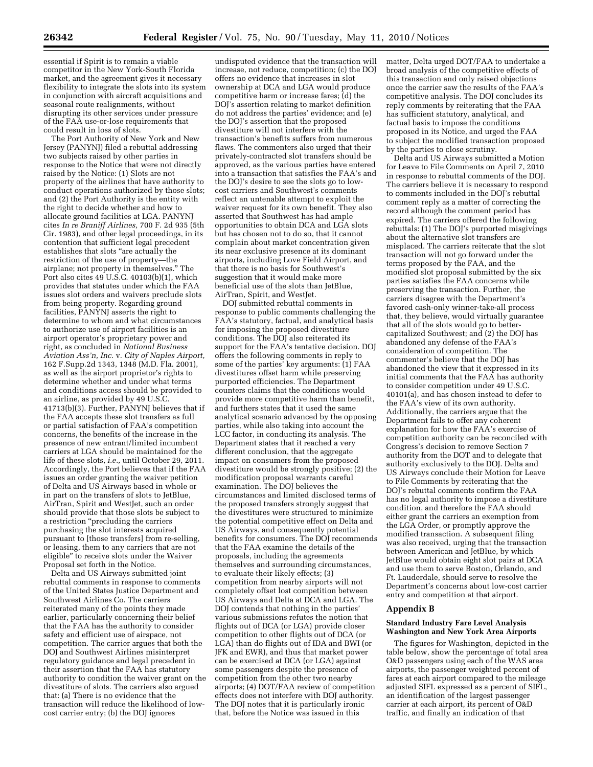essential if Spirit is to remain a viable competitor in the New York-South Florida market, and the agreement gives it necessary flexibility to integrate the slots into its system in conjunction with aircraft acquisitions and seasonal route realignments, without disrupting its other services under pressure of the FAA use-or-lose requirements that could result in loss of slots.

The Port Authority of New York and New Jersey (PANYNJ) filed a rebuttal addressing two subjects raised by other parties in response to the Notice that were not directly raised by the Notice: (1) Slots are not property of the airlines that have authority to conduct operations authorized by those slots; and (2) the Port Authority is the entity with the right to decide whether and how to allocate ground facilities at LGA. PANYNJ cites *In re Braniff Airlines,* 700 F. 2d 935 (5th Cir. 1983), and other legal proceedings, in its contention that sufficient legal precedent establishes that slots "are actually the restriction of the use of property—the airplane; not property in themselves." The Port also cites 49 U.S.C. 40103(b)(1), which provides that statutes under which the FAA issues slot orders and waivers preclude slots from being property. Regarding ground facilities, PANYNJ asserts the right to determine to whom and what circumstances to authorize use of airport facilities is an airport operator's proprietary power and right, as concluded in *National Business Aviation Ass'n, Inc.* v. *City of Naples Airport,* 162 F.Supp.2d 1343, 1348 (M.D. Fla. 2001), as well as the airport proprietor's rights to determine whether and under what terms and conditions access should be provided to an airline, as provided by 49 U.S.C. 41713(b)(3). Further, PANYNJ believes that if the FAA accepts these slot transfers as full or partial satisfaction of FAA's competition concerns, the benefits of the increase in the presence of new entrant/limited incumbent carriers at LGA should be maintained for the life of these slots, *i.e.,* until October 29, 2011. Accordingly, the Port believes that if the FAA issues an order granting the waiver petition of Delta and US Airways based in whole or in part on the transfers of slots to JetBlue, AirTran, Spirit and WestJet, such an order should provide that those slots be subject to a restriction "precluding the carriers purchasing the slot interests acquired pursuant to [those transfers] from re-selling, or leasing, them to any carriers that are not eligible" to receive slots under the Waiver Proposal set forth in the Notice.

Delta and US Airways submitted joint rebuttal comments in response to comments of the United States Justice Department and Southwest Airlines Co. The carriers reiterated many of the points they made earlier, particularly concerning their belief that the FAA has the authority to consider safety and efficient use of airspace, not competition. The carrier argues that both the DOJ and Southwest Airlines misinterpret regulatory guidance and legal precedent in their assertion that the FAA has statutory authority to condition the waiver grant on the divestiture of slots. The carriers also argued that: (a) There is no evidence that the transaction will reduce the likelihood of low-cost carrier entry; (b) the DOJ ignores undisputed evidence that the transaction will increase, not reduce, competition; (c) the DOJ offers no evidence that increases in slot ownership at DCA and LGA would produce competitive harm or increase fares; (d) the DOJ's assertion relating to market definition do not address the parties' evidence; and (e) the DOJ's assertion that the proposed divestiture will not interfere with the transaction's benefits suffers from numerous flaws. The commenters also urged that their privately-contracted slot transfers should be approved, as the various parties have entered into a transaction that satisfies the FAA's and the DOJ's desire to see the slots go to low-cost carriers and Southwest's comments reflect an untenable attempt to exploit the waiver request for its own benefit. They also asserted that Southwest has had ample opportunities to obtain DCA and LGA slots but has chosen not to do so, that it cannot complain about market concentration given its near exclusive presence at its dominant airports, including Love Field Airport, and that there is no basis for Southwest's suggestion that it would make more beneficial use of the slots than JetBlue, AirTran, Spirit, and WestJet.

DOJ submitted rebuttal comments in response to public comments challenging the FAA's statutory, factual, and analytical basis for imposing the proposed divestiture conditions. The DOJ also reiterated its support for the FAA's tentative decision. DOJ offers the following comments in reply to some of the parties' key arguments: (1) FAA divestitures offset harm while preserving purported efficiencies. The Department counters claims that the conditions would provide more competitive harm than benefit, and furthers states that it used the same analytical scenario advanced by the opposing parties, while also taking into account the LCC factor, in conducting its analysis. The Department states that it reached a very different conclusion, that the aggregate impact on consumers from the proposed divestiture would be strongly positive; (2) the modification proposal warrants careful examination. The DOJ believes the circumstances and limited disclosed terms of the proposed transfers strongly suggest that the divestitures were structured to minimize the potential competitive effect on Delta and US Airways, and consequently potential benefits for consumers. The DOJ recommends that the FAA examine the details of the proposals, including the agreements themselves and surrounding circumstances, to evaluate their likely effects; (3) competition from nearby airports will not completely offset lost competition between US Airways and Delta at DCA and LGA. The DOJ contends that nothing in the parties' various submissions refutes the notion that flights out of DCA (or LGA) provide closer competition to other flights out of DCA (or LGA) than do flights out of IDA and BWI (or JFK and EWR), and thus that market power can be exercised at DCA (or LGA) against some passengers despite the presence of competition from the other two nearby airports; (4) DOT/FAA review of competition effects does not interfere with DOJ authority. The DOJ notes that it is particularly ironic that, before the Notice was issued in this matter, Delta urged DOT/FAA to undertake a broad analysis of the competitive effects of this transaction and only raised objections once the carrier saw the results of the FAA's competitive analysis. The DOJ concludes its reply comments by reiterating that the FAA has sufficient statutory, analytical, and factual basis to impose the conditions proposed in its Notice, and urged the FAA to subject the modified transaction proposed by the parties to close scrutiny.

Delta and US Airways submitted a Motion for Leave to File Comments on April 7, 2010 in response to rebuttal comments of the DOJ. The carriers believe it is necessary to respond to comments included in the DOJ's rebuttal comment reply as a matter of correcting the record although the comment period has expired. The carriers offered the following rebuttals: (1) The DOJ's purported misgivings about the alternative slot transfers are misplaced. The carriers reiterate that the slot transaction will not go forward under the terms proposed by the FAA, and the modified slot proposal submitted by the six parties satisfies the FAA concerns while preserving the transaction. Further, the carriers disagree with the Department's favored cash-only winner-take-all process that, they believe, would virtually guarantee that all of the slots would go to better-capitalized Southwest; and (2) the DOJ has abandoned any defense of the FAA's consideration of competition. The commenter's believe that the DOJ has abandoned the view that it expressed in its initial comments that the FAA has authority to consider competition under 49 U.S.C. 40101(a), and has chosen instead to defer to the FAA's view of its own authority. Additionally, the carriers argue that the Department fails to offer any coherent explanation for how the FAA's exercise of competition authority can be reconciled with Congress's decision to remove Section 7 authority from the DOT and to delegate that authority exclusively to the DOJ. Delta and US Airways conclude their Motion for Leave to File Comments by reiterating that the DOJ's rebuttal comments confirm the FAA has no legal authority to impose a divestiture condition, and therefore the FAA should either grant the carriers an exemption from the LGA Order, or promptly approve the modified transaction. A subsequent filing was also received, urging that the transaction between American and JetBlue, by which JetBlue would obtain eight slot pairs at DCA and use them to serve Boston, Orlando, and Ft. Lauderdale, should serve to resolve the Department's concerns about low-cost carrier entry and competition at that airport.

## Appendix B

### Standard Industry Fare Level Analysis Washington and New York Area Airports

The figures for Washington, depicted in the table below, show the percentage of total area O&D passengers using each of the WAS area airports, the passenger weighted percent of fares at each airport compared to the mileage adjusted SIFL expressed as a percent of SIFL, an identification of the largest passenger carrier at each airport, its percent of O&D traffic, and finally an indication of that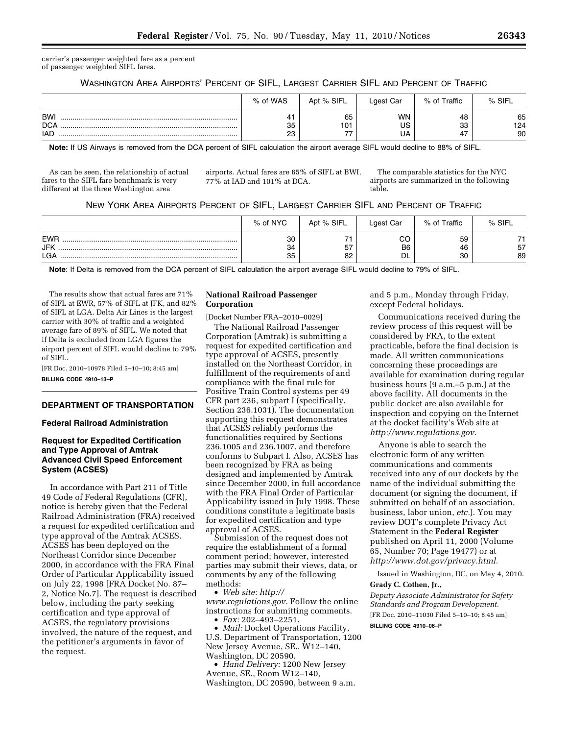carrier's passenger weighted fare as a percent of passenger weighted SIFL fares.

WASHINGTON AREA AIRPORTS' PERCENT OF SIFL, LARGEST CARRIER SIFL AND PERCENT OF TRAFFIC

| | % of WAS | Apt % SIFL | Lgest Car | % of Traffic | % SIFL |
|---|---|---|---|---|---|
| BWI | 41 | 65 | WN | 48 | 65 |
| DCA | 35 | 101 | US | 33 | 124 |
| IAD | 23 | 77 | UA | 47 | 90 |

**Note:** If US Airways is removed from the DCA percent of SIFL calculation the airport average SIFL would decline to 88% of SIFL.

As can be seen, the relationship of actual fares to the SIFL fare benchmark is very different at the three Washington area airports. Actual fares are 65% of SIFL at BWI, 77% at IAD and 101% at DCA.

The comparable statistics for the NYC airports are summarized in the following table.

NEW YORK AREA AIRPORTS PERCENT OF SIFL, LARGEST CARRIER SIFL AND PERCENT OF TRAFFIC

| | % of NYC | Apt % SIFL | Lgest Car | % of Traffic | % SIFL |
|---|---|---|---|---|---|
| EWR | 30 | 71 | CO | 59 | 71 |
| JFK | 34 | 57 | B6 | 46 | 57 |
| LGA | 35 | 82 | DL | 30 | 89 |

**Note**: If Delta is removed from the DCA percent of SIFL calculation the airport average SIFL would decline to 79% of SIFL.

The results show that actual fares are 71% of SIFL at EWR, 57% of SIFL at JFK, and 82% of SIFL at LGA. Delta Air Lines is the largest carrier with 30% of traffic and a weighted average fare of 89% of SIFL. We noted that if Delta is excluded from LGA figures the airport percent of SIFL would decline to 79% of SIFL.

[FR Doc. 2010–10978 Filed 5–10–10; 8:45 am]

**BILLING CODE 4910–13–P**

## DEPARTMENT OF TRANSPORTATION

### Federal Railroad Administration

### Request for Expedited Certification and Type Approval of Amtrak Advanced Civil Speed Enforcement System (ACSES)

In accordance with Part 211 of Title 49 Code of Federal Regulations (CFR), notice is hereby given that the Federal Railroad Administration (FRA) received a request for expedited certification and type approval of the Amtrak ACSES. ACSES has been deployed on the Northeast Corridor since December 2000, in accordance with the FRA Final Order of Particular Applicability issued on July 22, 1998 [FRA Docket No. 87–2, Notice No.7]. The request is described below, including the party seeking certification and type approval of ACSES, the regulatory provisions involved, the nature of the request, and the petitioner's arguments in favor of the request.

**National Railroad Passenger Corporation**

[Docket Number FRA–2010–0029]

The National Railroad Passenger Corporation (Amtrak) is submitting a request for expedited certification and type approval of ACSES, presently installed on the Northeast Corridor, in fulfillment of the requirements of and compliance with the final rule for Positive Train Control systems per 49 CFR part 236, subpart I (specifically, Section 236.1031). The documentation supporting this request demonstrates that ACSES reliably performs the functionalities required by Sections 236.1005 and 236.1007, and therefore conforms to Subpart I. Also, ACSES has been recognized by FRA as being designed and implemented by Amtrak since December 2000, in full accordance with the FRA Final Order of Particular Applicability issued in July 1998. These conditions constitute a legitimate basis for expedited certification and type approval of ACSES.

Submission of the request does not require the establishment of a formal comment period; however, interested parties may submit their views, data, or comments by any of the following methods:

- *Web site: http://www.regulations.gov.* Follow the online instructions for submitting comments.
- *Fax:* 202–493–2251.
- *Mail:* Docket Operations Facility, U.S. Department of Transportation, 1200 New Jersey Avenue, SE., W12–140, Washington, DC 20590.
- *Hand Delivery:* 1200 New Jersey Avenue, SE., Room W12–140, Washington, DC 20590, between 9 a.m. and 5 p.m., Monday through Friday, except Federal holidays.

Communications received during the review process of this request will be considered by FRA, to the extent practicable, before the final decision is made. All written communications concerning these proceedings are available for examination during regular business hours (9 a.m.–5 p.m.) at the above facility. All documents in the public docket are also available for inspection and copying on the Internet at the docket facility's Web site at *http://www.regulations.gov.*

Anyone is able to search the electronic form of any written communications and comments received into any of our dockets by the name of the individual submitting the document (or signing the document, if submitted on behalf of an association, business, labor union, *etc.*). You may review DOT's complete Privacy Act Statement in the **Federal Register** published on April 11, 2000 (Volume 65, Number 70; Page 19477) or at *http://www.dot.gov/privacy.html.*

Issued in Washington, DC, on May 4, 2010.

**Grady C. Cothen, Jr.,**

*Deputy Associate Administrator for Safety Standards and Program Development.*

[FR Doc. 2010–11030 Filed 5–10–10; 8:45 am]

**BILLING CODE 4910–06–P**